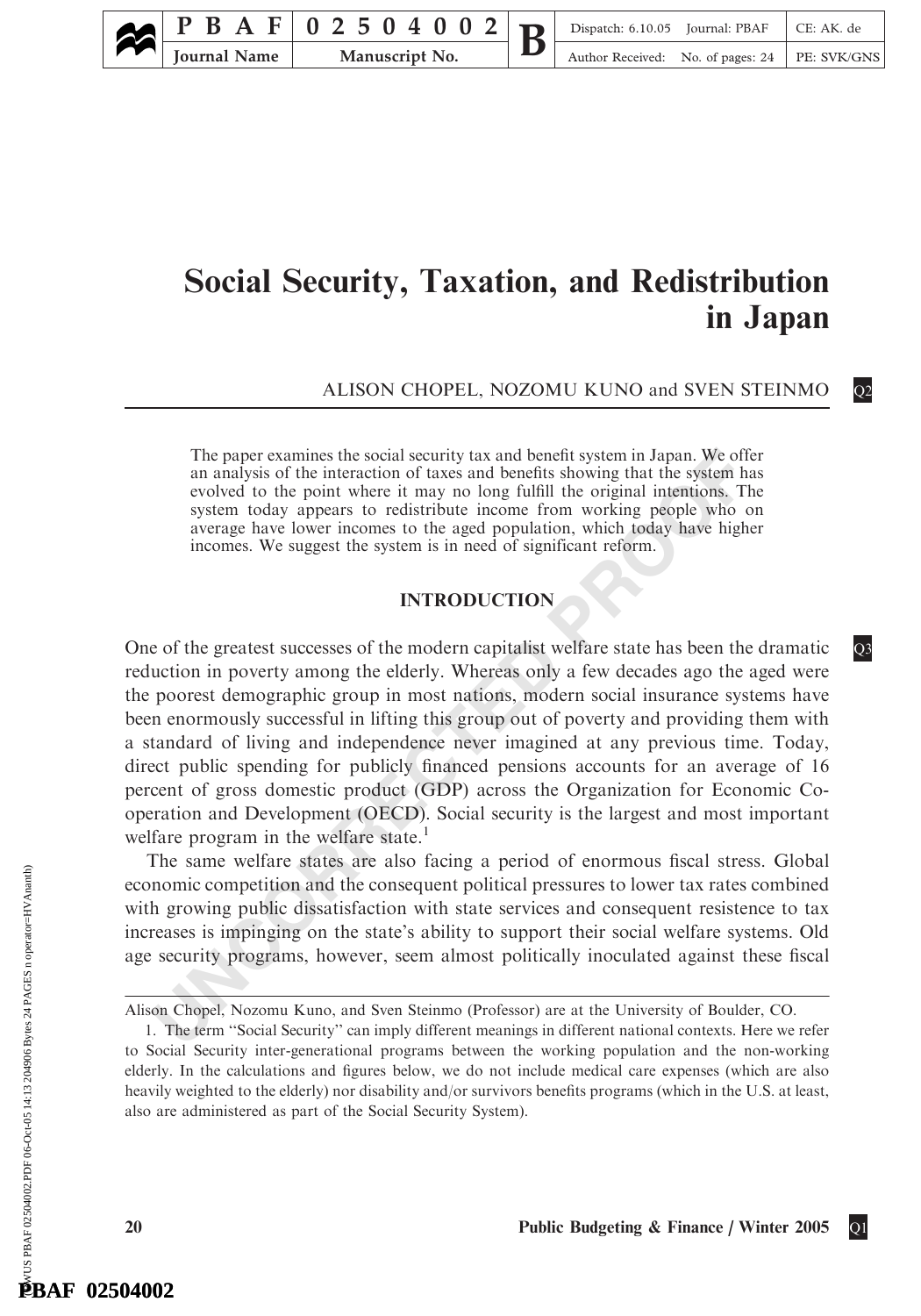# Social Security, Taxation, and Redistribution in Japan

ALISON CHOPEL, NOZOMU KUNO and SVEN STEINMO

The paper examines the social security tax and benefit system in Japan. We offer an analysis of the interaction of taxes and benefits showing that the system has evolved to the point where it may no long fulfill the original intentions. The system today appears to redistribute income from working people who on average have lower incomes to the aged population, which today have higher incomes. We suggest the system is in need of significant reform.

## INTRODUCTION

One of the greatest successes of the modern capitalist welfare state has been the dramatic reduction in poverty among the elderly. Whereas only a few decades ago the aged were the poorest demographic group in most nations, modern social insurance systems have been enormously successful in lifting this group out of poverty and providing them with a standard of living and independence never imagined at any previous time. Today, direct public spending for publicly financed pensions accounts for an average of 16 percent of gross domestic product (GDP) across the Organization for Economic Co-operation and Development (OECD). Social security is the largest and most important welfare program in the welfare state.[1]

The same welfare states are also facing a period of enormous fiscal stress. Global economic competition and the consequent political pressures to lower tax rates combined with growing public dissatisfaction with state services and consequent resistence to tax increases is impinging on the state's ability to support their social welfare systems. Old age security programs, however, seem almost politically inoculated against these fiscal

---

Alison Chopel, Nozomu Kuno, and Sven Steinmo (Professor) are at the University of Boulder, CO.

1. The term "Social Security" can imply different meanings in different national contexts. Here we refer to Social Security inter-generational programs between the working population and the non-working elderly. In the calculations and figures below, we do not include medical care expenses (which are also heavily weighted to the elderly) nor disability and/or survivors benefits programs (which in the U.S. at least, also are administered as part of the Social Security System).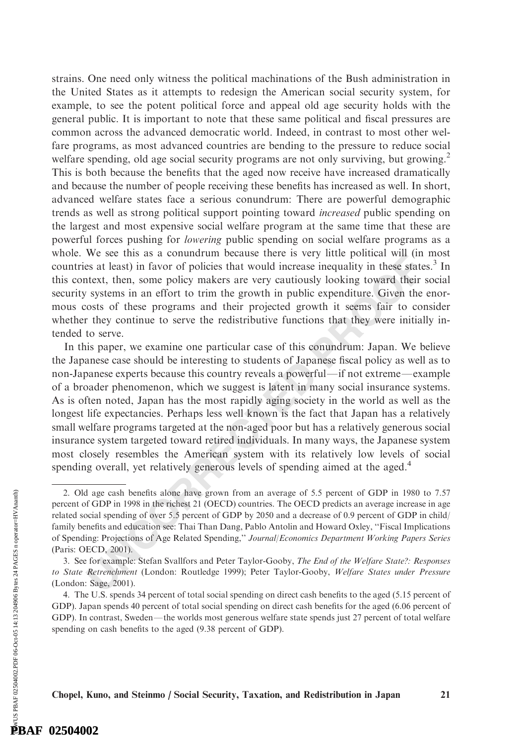strains. One need only witness the political machinations of the Bush administration in the United States as it attempts to redesign the American social security system, for example, to see the potent political force and appeal old age security holds with the general public. It is important to note that these same political and fiscal pressures are common across the advanced democratic world. Indeed, in contrast to most other welfare programs, as most advanced countries are bending to the pressure to reduce social welfare spending, old age social security programs are not only surviving, but growing.[2] This is both because the benefits that the aged now receive have increased dramatically and because the number of people receiving these benefits has increased as well. In short, advanced welfare states face a serious conundrum: There are powerful demographic trends as well as strong political support pointing toward *increased* public spending on the largest and most expensive social welfare program at the same time that these are powerful forces pushing for *lowering* public spending on social welfare programs as a whole. We see this as a conundrum because there is very little political will (in most countries at least) in favor of policies that would increase inequality in these states.[3] In this context, then, some policy makers are very cautiously looking toward their social security systems in an effort to trim the growth in public expenditure. Given the enormous costs of these programs and their projected growth it seems fair to consider whether they continue to serve the redistributive functions that they were initially intended to serve.

In this paper, we examine one particular case of this conundrum: Japan. We believe the Japanese case should be interesting to students of Japanese fiscal policy as well as to non-Japanese experts because this country reveals a powerful—if not extreme—example of a broader phenomenon, which we suggest is latent in many social insurance systems. As is often noted, Japan has the most rapidly aging society in the world as well as the longest life expectancies. Perhaps less well known is the fact that Japan has a relatively small welfare programs targeted at the non-aged poor but has a relatively generous social insurance system targeted toward retired individuals. In many ways, the Japanese system most closely resembles the American system with its relatively low levels of social spending overall, yet relatively generous levels of spending aimed at the aged.[4]

2. Old age cash benefits alone have grown from an average of 5.5 percent of GDP in 1980 to 7.57 percent of GDP in 1998 in the richest 21 (OECD) countries. The OECD predicts an average increase in age related social spending of over 5.5 percent of GDP by 2050 and a decrease of 0.9 percent of GDP in child/family benefits and education see: Thai Than Dang, Pablo Antolin and Howard Oxley, "Fiscal Implications of Spending: Projections of Age Related Spending," *Journal/Economics Department Working Papers Series* (Paris: OECD, 2001).

3. See for example: Stefan Svallfors and Peter Taylor-Gooby, *The End of the Welfare State?: Responses to State Retrenchment* (London: Routledge 1999); Peter Taylor-Gooby, *Welfare States under Pressure* (London: Sage, 2001).

4. The U.S. spends 34 percent of total social spending on direct cash benefits to the aged (5.15 percent of GDP). Japan spends 40 percent of total social spending on direct cash benefits for the aged (6.06 percent of GDP). In contrast, Sweden—the worlds most generous welfare state spends just 27 percent of total welfare spending on cash benefits to the aged (9.38 percent of GDP).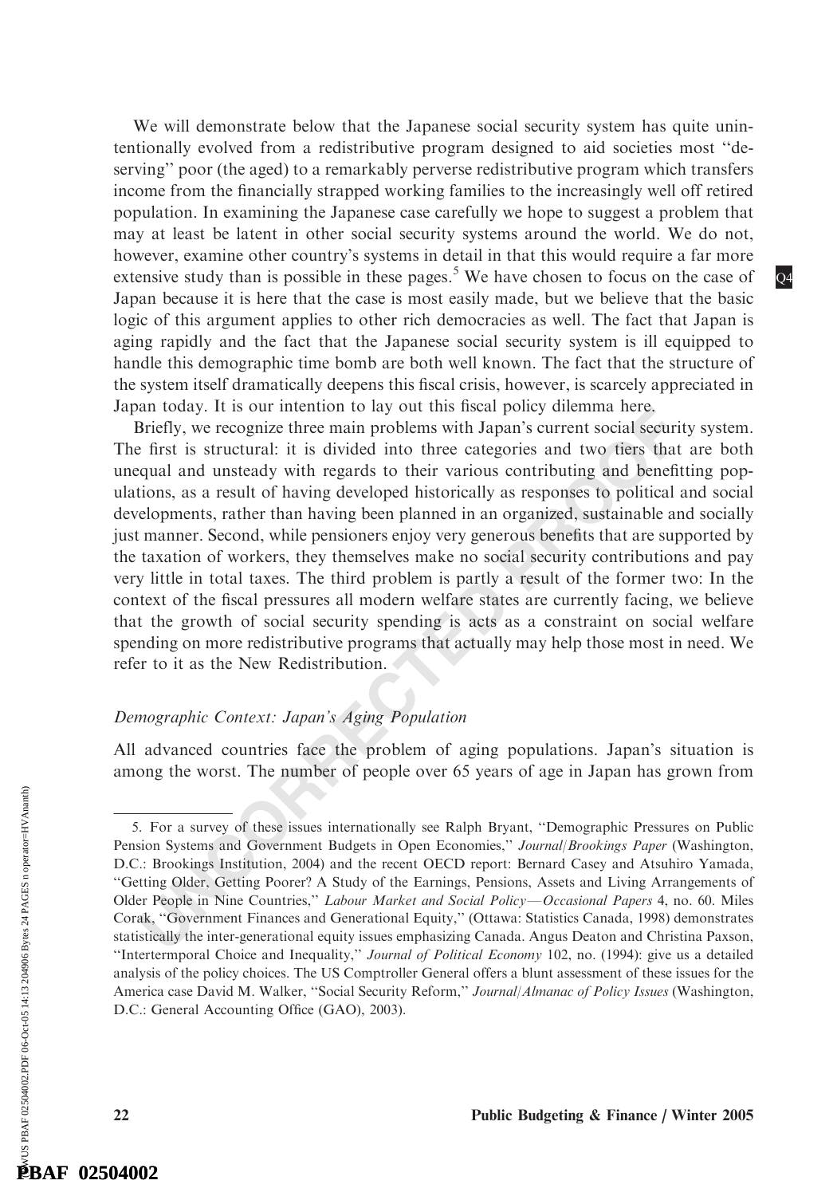We will demonstrate below that the Japanese social security system has quite unintentionally evolved from a redistributive program designed to aid societies most ''deserving'' poor (the aged) to a remarkably perverse redistributive program which transfers income from the financially strapped working families to the increasingly well off retired population. In examining the Japanese case carefully we hope to suggest a problem that may at least be latent in other social security systems around the world. We do not, however, examine other country's systems in detail in that this would require a far more extensive study than is possible in these pages.[5] We have chosen to focus on the case of Japan because it is here that the case is most easily made, but we believe that the basic logic of this argument applies to other rich democracies as well. The fact that Japan is aging rapidly and the fact that the Japanese social security system is ill equipped to handle this demographic time bomb are both well known. The fact that the structure of the system itself dramatically deepens this fiscal crisis, however, is scarcely appreciated in Japan today. It is our intention to lay out this fiscal policy dilemma here.

Briefly, we recognize three main problems with Japan's current social security system. The first is structural: it is divided into three categories and two tiers that are both unequal and unsteady with regards to their various contributing and benefitting populations, as a result of having developed historically as responses to political and social developments, rather than having been planned in an organized, sustainable and socially just manner. Second, while pensioners enjoy very generous benefits that are supported by the taxation of workers, they themselves make no social security contributions and pay very little in total taxes. The third problem is partly a result of the former two: In the context of the fiscal pressures all modern welfare states are currently facing, we believe that the growth of social security spending is acts as a constraint on social welfare spending on more redistributive programs that actually may help those most in need. We refer to it as the New Redistribution.

### *Demographic Context: Japan's Aging Population*

All advanced countries face the problem of aging populations. Japan's situation is among the worst. The number of people over 65 years of age in Japan has grown from

5. For a survey of these issues internationally see Ralph Bryant, ''Demographic Pressures on Public Pension Systems and Government Budgets in Open Economies,'' *Journal/Brookings Paper* (Washington, D.C.: Brookings Institution, 2004) and the recent OECD report: Bernard Casey and Atsuhiro Yamada, ''Getting Older, Getting Poorer? A Study of the Earnings, Pensions, Assets and Living Arrangements of Older People in Nine Countries,'' *Labour Market and Social Policy—Occasional Papers* 4, no. 60. Miles Corak, ''Government Finances and Generational Equity,'' (Ottawa: Statistics Canada, 1998) demonstrates statistically the inter-generational equity issues emphasizing Canada. Angus Deaton and Christina Paxson, ''Intertermporal Choice and Inequality,'' *Journal of Political Economy* 102, no. (1994): give us a detailed analysis of the policy choices. The US Comptroller General offers a blunt assessment of these issues for the America case David M. Walker, ''Social Security Reform,'' *Journal/Almanac of Policy Issues* (Washington, D.C.: General Accounting Office (GAO), 2003).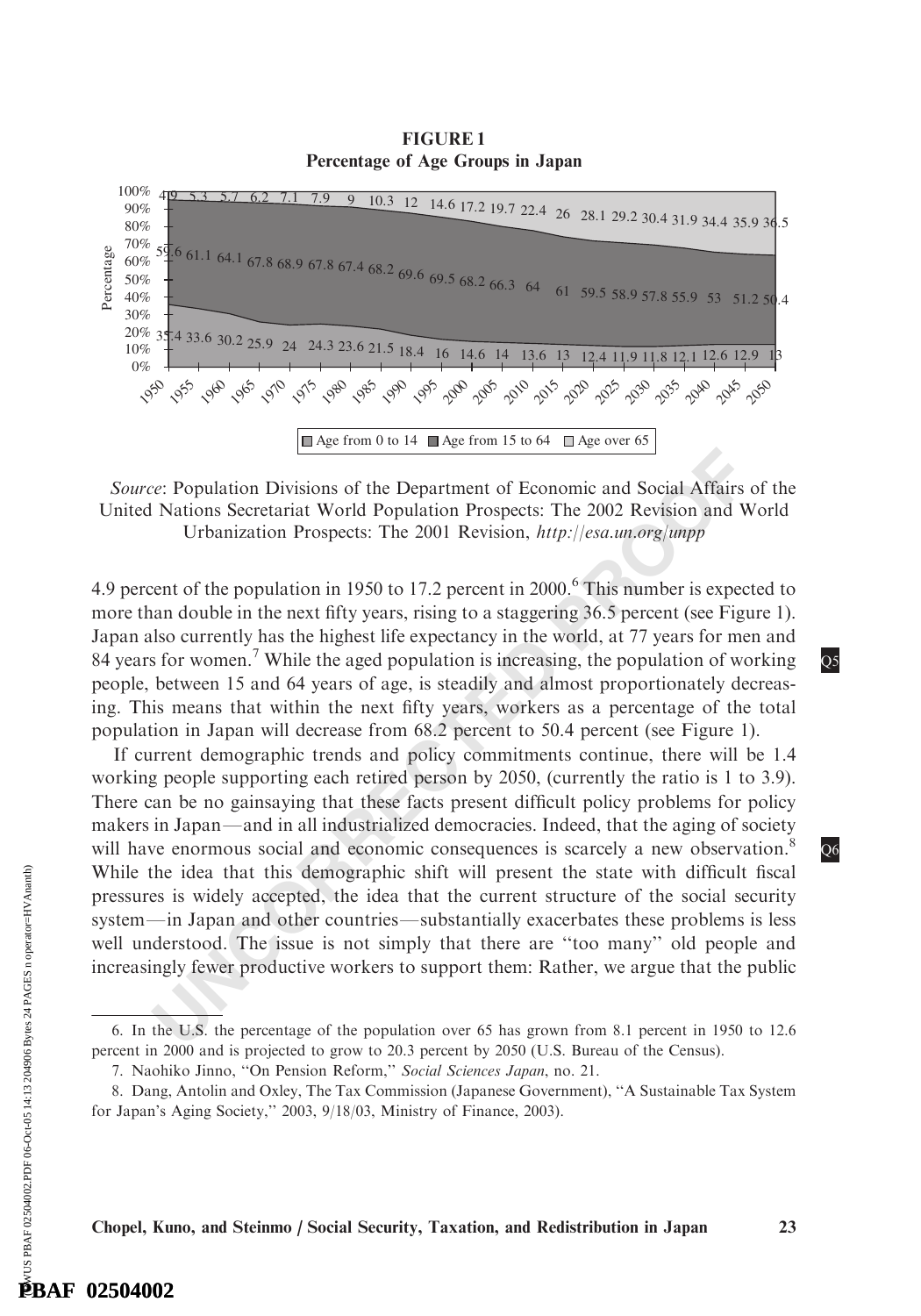**FIGURE 1**
**Percentage of Age Groups in Japan**

*Source*: Population Divisions of the Department of Economic and Social Affairs of the United Nations Secretariat World Population Prospects: The 2002 Revision and World Urbanization Prospects: The 2001 Revision, *http://esa.un.org/unpp*

4.9 percent of the population in 1950 to 17.2 percent in 2000.[6] This number is expected to more than double in the next fifty years, rising to a staggering 36.5 percent (see Figure 1). Japan also currently has the highest life expectancy in the world, at 77 years for men and 84 years for women.[7] While the aged population is increasing, the population of working people, between 15 and 64 years of age, is steadily and almost proportionately decreasing. This means that within the next fifty years, workers as a percentage of the total population in Japan will decrease from 68.2 percent to 50.4 percent (see Figure 1).

If current demographic trends and policy commitments continue, there will be 1.4 working people supporting each retired person by 2050, (currently the ratio is 1 to 3.9). There can be no gainsaying that these facts present difficult policy problems for policy makers in Japan—and in all industrialized democracies. Indeed, that the aging of society will have enormous social and economic consequences is scarcely a new observation.[8] While the idea that this demographic shift will present the state with difficult fiscal pressures is widely accepted, the idea that the current structure of the social security system—in Japan and other countries—substantially exacerbates these problems is less well understood. The issue is not simply that there are "too many" old people and increasingly fewer productive workers to support them: Rather, we argue that the public

6. In the U.S. the percentage of the population over 65 has grown from 8.1 percent in 1950 to 12.6 percent in 2000 and is projected to grow to 20.3 percent by 2050 (U.S. Bureau of the Census).

7. Naohiko Jinno, "On Pension Reform," *Social Sciences Japan*, no. 21.

8. Dang, Antolin and Oxley, The Tax Commission (Japanese Government), "A Sustainable Tax System for Japan's Aging Society," 2003, 9/18/03, Ministry of Finance, 2003).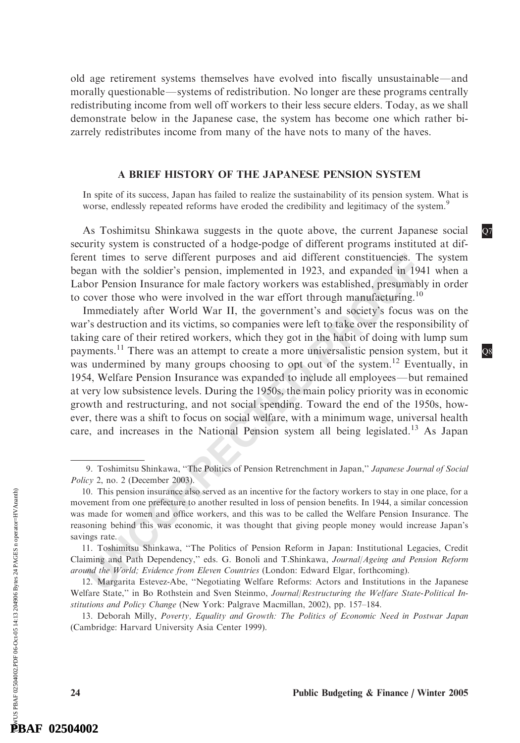old age retirement systems themselves have evolved into fiscally unsustainable—and morally questionable—systems of redistribution. No longer are these programs centrally redistributing income from well off workers to their less secure elders. Today, as we shall demonstrate below in the Japanese case, the system has become one which rather bizarrely redistributes income from many of the have nots to many of the haves.

## A BRIEF HISTORY OF THE JAPANESE PENSION SYSTEM

> In spite of its success, Japan has failed to realize the sustainability of its pension system. What is worse, endlessly repeated reforms have eroded the credibility and legitimacy of the system.[9]

As Toshimitsu Shinkawa suggests in the quote above, the current Japanese social security system is constructed of a hodge-podge of different programs instituted at different times to serve different purposes and aid different constituencies. The system began with the soldier's pension, implemented in 1923, and expanded in 1941 when a Labor Pension Insurance for male factory workers was established, presumably in order to cover those who were involved in the war effort through manufacturing.[10]

Immediately after World War II, the government's and society's focus was on the war's destruction and its victims, so companies were left to take over the responsibility of taking care of their retired workers, which they got in the habit of doing with lump sum payments.[11] There was an attempt to create a more universalistic pension system, but it was undermined by many groups choosing to opt out of the system.[12] Eventually, in 1954, Welfare Pension Insurance was expanded to include all employees—but remained at very low subsistence levels. During the 1950s, the main policy priority was in economic growth and restructuring, and not social spending. Toward the end of the 1950s, however, there was a shift to focus on social welfare, with a minimum wage, universal health care, and increases in the National Pension system all being legislated.[13] As Japan

---

9. Toshimitsu Shinkawa, "The Politics of Pension Retrenchment in Japan," *Japanese Journal of Social Policy* 2, no. 2 (December 2003).

10. This pension insurance also served as an incentive for the factory workers to stay in one place, for a movement from one prefecture to another resulted in loss of pension benefits. In 1944, a similar concession was made for women and office workers, and this was to be called the Welfare Pension Insurance. The reasoning behind this was economic, it was thought that giving people money would increase Japan's savings rate.

11. Toshimitsu Shinkawa, "The Politics of Pension Reform in Japan: Institutional Legacies, Credit Claiming and Path Dependency," eds. G. Bonoli and T.Shinkawa, *Journal/Ageing and Pension Reform around the World; Evidence from Eleven Countries* (London: Edward Elgar, forthcoming).

12. Margarita Estevez-Abe, "Negotiating Welfare Reforms: Actors and Institutions in the Japanese Welfare State," in Bo Rothstein and Sven Steinmo, *Journal/Restructuring the Welfare State-Political Institutions and Policy Change* (New York: Palgrave Macmillan, 2002), pp. 157–184.

13. Deborah Milly, *Poverty, Equality and Growth: The Politics of Economic Need in Postwar Japan* (Cambridge: Harvard University Asia Center 1999).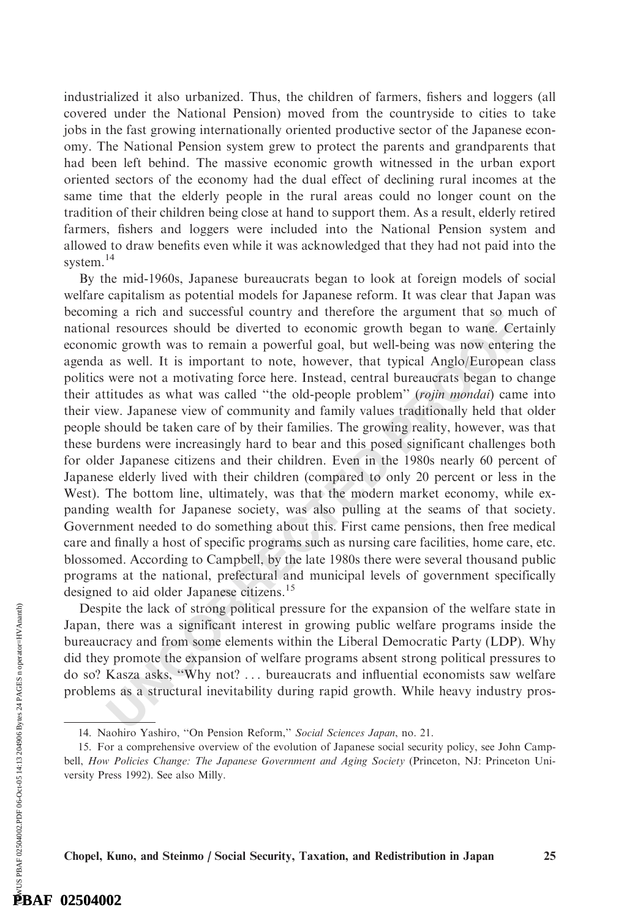industrialized it also urbanized. Thus, the children of farmers, fishers and loggers (all covered under the National Pension) moved from the countryside to cities to take jobs in the fast growing internationally oriented productive sector of the Japanese economy. The National Pension system grew to protect the parents and grandparents that had been left behind. The massive economic growth witnessed in the urban export oriented sectors of the economy had the dual effect of declining rural incomes at the same time that the elderly people in the rural areas could no longer count on the tradition of their children being close at hand to support them. As a result, elderly retired farmers, fishers and loggers were included into the National Pension system and allowed to draw benefits even while it was acknowledged that they had not paid into the system.[14]

By the mid-1960s, Japanese bureaucrats began to look at foreign models of social welfare capitalism as potential models for Japanese reform. It was clear that Japan was becoming a rich and successful country and therefore the argument that so much of national resources should be diverted to economic growth began to wane. Certainly economic growth was to remain a powerful goal, but well-being was now entering the agenda as well. It is important to note, however, that typical Anglo/European class politics were not a motivating force here. Instead, central bureaucrats began to change their attitudes as what was called "the old-people problem" (*rojin mondai*) came into their view. Japanese view of community and family values traditionally held that older people should be taken care of by their families. The growing reality, however, was that these burdens were increasingly hard to bear and this posed significant challenges both for older Japanese citizens and their children. Even in the 1980s nearly 60 percent of Japanese elderly lived with their children (compared to only 20 percent or less in the West). The bottom line, ultimately, was that the modern market economy, while expanding wealth for Japanese society, was also pulling at the seams of that society. Government needed to do something about this. First came pensions, then free medical care and finally a host of specific programs such as nursing care facilities, home care, etc. blossomed. According to Campbell, by the late 1980s there were several thousand public programs at the national, prefectural and municipal levels of government specifically designed to aid older Japanese citizens.[15]

Despite the lack of strong political pressure for the expansion of the welfare state in Japan, there was a significant interest in growing public welfare programs inside the bureaucracy and from some elements within the Liberal Democratic Party (LDP). Why did they promote the expansion of welfare programs absent strong political pressures to do so? Kasza asks, "Why not? ... bureaucrats and influential economists saw welfare problems as a structural inevitability during rapid growth. While heavy industry pros-

14. Naohiro Yashiro, "On Pension Reform," *Social Sciences Japan*, no. 21.

15. For a comprehensive overview of the evolution of Japanese social security policy, see John Campbell, *How Policies Change: The Japanese Government and Aging Society* (Princeton, NJ: Princeton University Press 1992). See also Milly.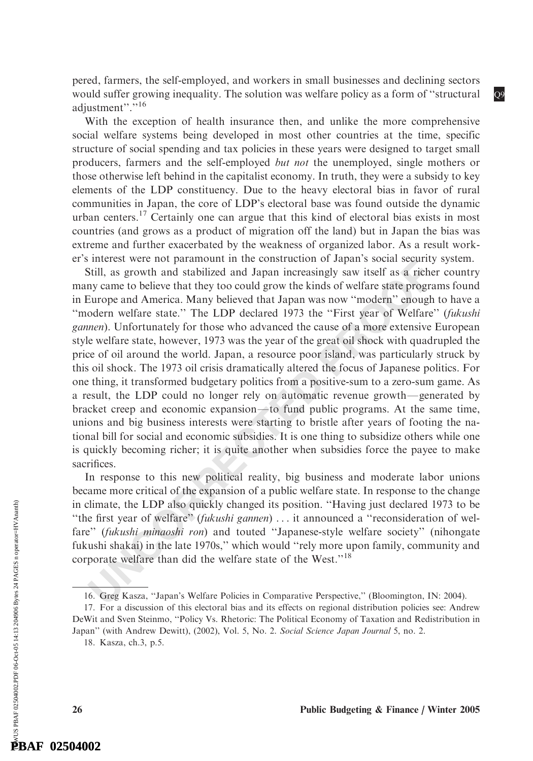pered, farmers, the self-employed, and workers in small businesses and declining sectors would suffer growing inequality. The solution was welfare policy as a form of "structural adjustment".''[16]

With the exception of health insurance then, and unlike the more comprehensive social welfare systems being developed in most other countries at the time, specific structure of social spending and tax policies in these years were designed to target small producers, farmers and the self-employed *but not* the unemployed, single mothers or those otherwise left behind in the capitalist economy. In truth, they were a subsidy to key elements of the LDP constituency. Due to the heavy electoral bias in favor of rural communities in Japan, the core of LDP's electoral base was found outside the dynamic urban centers.[17] Certainly one can argue that this kind of electoral bias exists in most countries (and grows as a product of migration off the land) but in Japan the bias was extreme and further exacerbated by the weakness of organized labor. As a result worker's interest were not paramount in the construction of Japan's social security system.

Still, as growth and stabilized and Japan increasingly saw itself as a richer country many came to believe that they too could grow the kinds of welfare state programs found in Europe and America. Many believed that Japan was now "modern" enough to have a "modern welfare state." The LDP declared 1973 the "First year of Welfare" (*fukushi gannen*). Unfortunately for those who advanced the cause of a more extensive European style welfare state, however, 1973 was the year of the great oil shock with quadrupled the price of oil around the world. Japan, a resource poor island, was particularly struck by this oil shock. The 1973 oil crisis dramatically altered the focus of Japanese politics. For one thing, it transformed budgetary politics from a positive-sum to a zero-sum game. As a result, the LDP could no longer rely on automatic revenue growth—generated by bracket creep and economic expansion—to fund public programs. At the same time, unions and big business interests were starting to bristle after years of footing the national bill for social and economic subsidies. It is one thing to subsidize others while one is quickly becoming richer; it is quite another when subsidies force the payee to make sacrifices.

In response to this new political reality, big business and moderate labor unions became more critical of the expansion of a public welfare state. In response to the change in climate, the LDP also quickly changed its position. "Having just declared 1973 to be "the first year of welfare" (*fukushi gannen*) . . . it announced a "reconsideration of welfare" (*fukushi minaoshi ron*) and touted "Japanese-style welfare society" (nihongate fukushi shakai) in the late 1970s," which would "rely more upon family, community and corporate welfare than did the welfare state of the West."[18]

---

16. Greg Kasza, "Japan's Welfare Policies in Comparative Perspective," (Bloomington, IN: 2004).

17. For a discussion of this electoral bias and its effects on regional distribution policies see: Andrew DeWit and Sven Steinmo, "Policy Vs. Rhetoric: The Political Economy of Taxation and Redistribution in Japan" (with Andrew Dewitt), (2002), Vol. 5, No. 2. *Social Science Japan Journal* 5, no. 2.

18. Kasza, ch.3, p.5.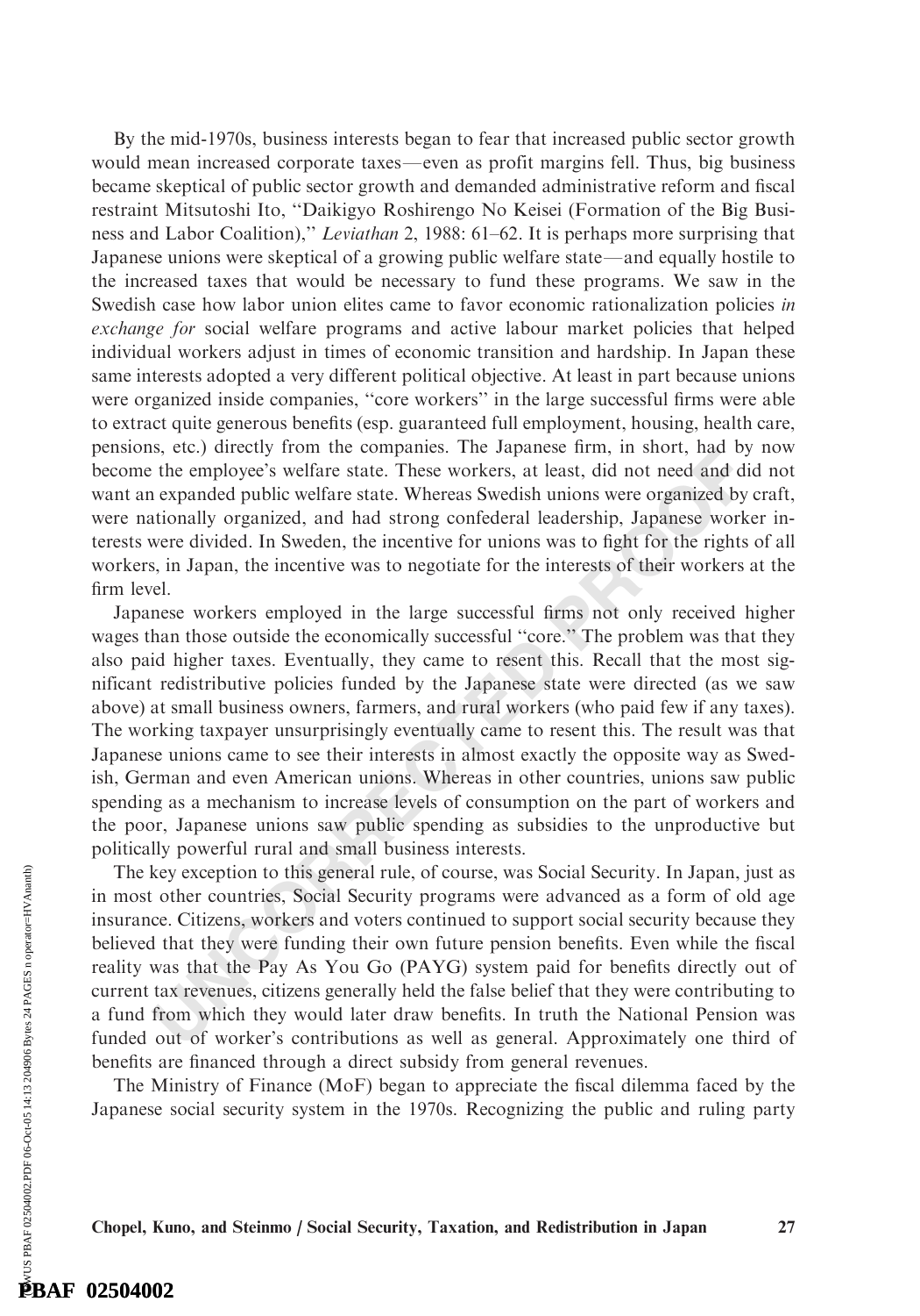By the mid-1970s, business interests began to fear that increased public sector growth would mean increased corporate taxes—even as profit margins fell. Thus, big business became skeptical of public sector growth and demanded administrative reform and fiscal restraint Mitsutoshi Ito, "Daikigyo Roshirengo No Keisei (Formation of the Big Business and Labor Coalition)," *Leviathan* 2, 1988: 61–62. It is perhaps more surprising that Japanese unions were skeptical of a growing public welfare state—and equally hostile to the increased taxes that would be necessary to fund these programs. We saw in the Swedish case how labor union elites came to favor economic rationalization policies *in exchange for* social welfare programs and active labour market policies that helped individual workers adjust in times of economic transition and hardship. In Japan these same interests adopted a very different political objective. At least in part because unions were organized inside companies, "core workers" in the large successful firms were able to extract quite generous benefits (esp. guaranteed full employment, housing, health care, pensions, etc.) directly from the companies. The Japanese firm, in short, had by now become the employee's welfare state. These workers, at least, did not need and did not want an expanded public welfare state. Whereas Swedish unions were organized by craft, were nationally organized, and had strong confederal leadership, Japanese worker interests were divided. In Sweden, the incentive for unions was to fight for the rights of all workers, in Japan, the incentive was to negotiate for the interests of their workers at the firm level.

Japanese workers employed in the large successful firms not only received higher wages than those outside the economically successful "core." The problem was that they also paid higher taxes. Eventually, they came to resent this. Recall that the most significant redistributive policies funded by the Japanese state were directed (as we saw above) at small business owners, farmers, and rural workers (who paid few if any taxes). The working taxpayer unsurprisingly eventually came to resent this. The result was that Japanese unions came to see their interests in almost exactly the opposite way as Swedish, German and even American unions. Whereas in other countries, unions saw public spending as a mechanism to increase levels of consumption on the part of workers and the poor, Japanese unions saw public spending as subsidies to the unproductive but politically powerful rural and small business interests.

The key exception to this general rule, of course, was Social Security. In Japan, just as in most other countries, Social Security programs were advanced as a form of old age insurance. Citizens, workers and voters continued to support social security because they believed that they were funding their own future pension benefits. Even while the fiscal reality was that the Pay As You Go (PAYG) system paid for benefits directly out of current tax revenues, citizens generally held the false belief that they were contributing to a fund from which they would later draw benefits. In truth the National Pension was funded out of worker's contributions as well as general. Approximately one third of benefits are financed through a direct subsidy from general revenues.

The Ministry of Finance (MoF) began to appreciate the fiscal dilemma faced by the Japanese social security system in the 1970s. Recognizing the public and ruling party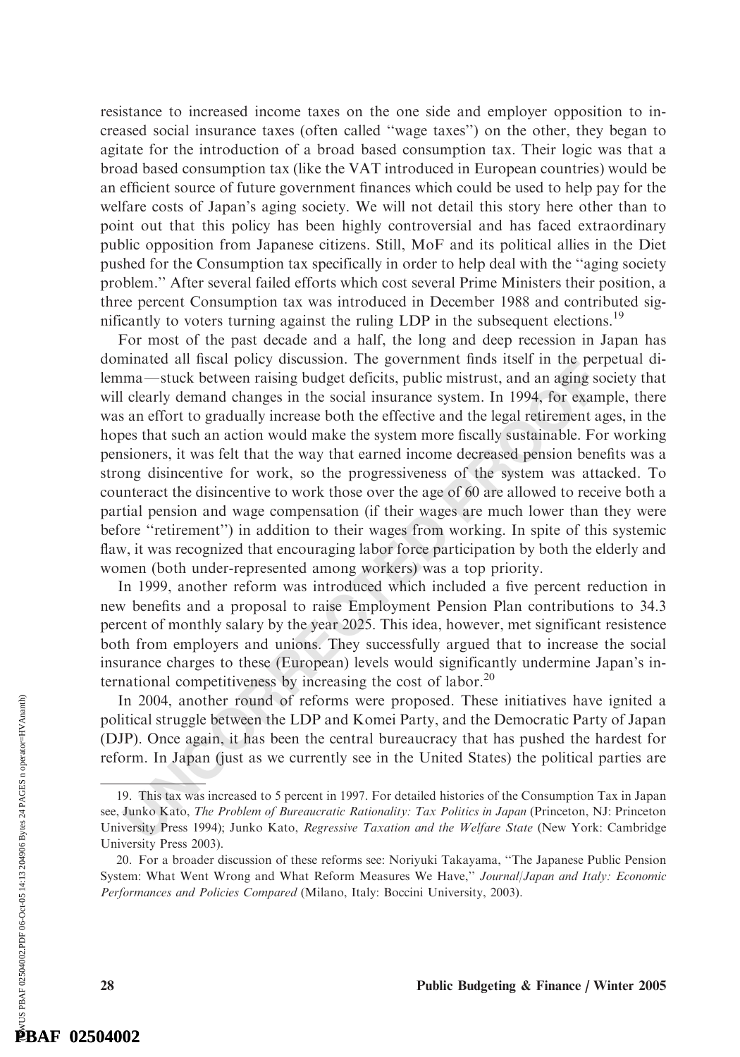resistance to increased income taxes on the one side and employer opposition to increased social insurance taxes (often called "wage taxes") on the other, they began to agitate for the introduction of a broad based consumption tax. Their logic was that a broad based consumption tax (like the VAT introduced in European countries) would be an efficient source of future government finances which could be used to help pay for the welfare costs of Japan's aging society. We will not detail this story here other than to point out that this policy has been highly controversial and has faced extraordinary public opposition from Japanese citizens. Still, MoF and its political allies in the Diet pushed for the Consumption tax specifically in order to help deal with the "aging society problem." After several failed efforts which cost several Prime Ministers their position, a three percent Consumption tax was introduced in December 1988 and contributed significantly to voters turning against the ruling LDP in the subsequent elections.[19]

For most of the past decade and a half, the long and deep recession in Japan has dominated all fiscal policy discussion. The government finds itself in the perpetual dilemma—stuck between raising budget deficits, public mistrust, and an aging society that will clearly demand changes in the social insurance system. In 1994, for example, there was an effort to gradually increase both the effective and the legal retirement ages, in the hopes that such an action would make the system more fiscally sustainable. For working pensioners, it was felt that the way that earned income decreased pension benefits was a strong disincentive for work, so the progressiveness of the system was attacked. To counteract the disincentive to work those over the age of 60 are allowed to receive both a partial pension and wage compensation (if their wages are much lower than they were before "retirement") in addition to their wages from working. In spite of this systemic flaw, it was recognized that encouraging labor force participation by both the elderly and women (both under-represented among workers) was a top priority.

In 1999, another reform was introduced which included a five percent reduction in new benefits and a proposal to raise Employment Pension Plan contributions to 34.3 percent of monthly salary by the year 2025. This idea, however, met significant resistence both from employers and unions. They successfully argued that to increase the social insurance charges to these (European) levels would significantly undermine Japan's international competitiveness by increasing the cost of labor.[20]

In 2004, another round of reforms were proposed. These initiatives have ignited a political struggle between the LDP and Komei Party, and the Democratic Party of Japan (DJP). Once again, it has been the central bureaucracy that has pushed the hardest for reform. In Japan (just as we currently see in the United States) the political parties are

19. This tax was increased to 5 percent in 1997. For detailed histories of the Consumption Tax in Japan see, Junko Kato, *The Problem of Bureaucratic Rationality: Tax Politics in Japan* (Princeton, NJ: Princeton University Press 1994); Junko Kato, *Regressive Taxation and the Welfare State* (New York: Cambridge University Press 2003).

20. For a broader discussion of these reforms see: Noriyuki Takayama, "The Japanese Public Pension System: What Went Wrong and What Reform Measures We Have," *Journal/Japan and Italy: Economic Performances and Policies Compared* (Milano, Italy: Boccini University, 2003).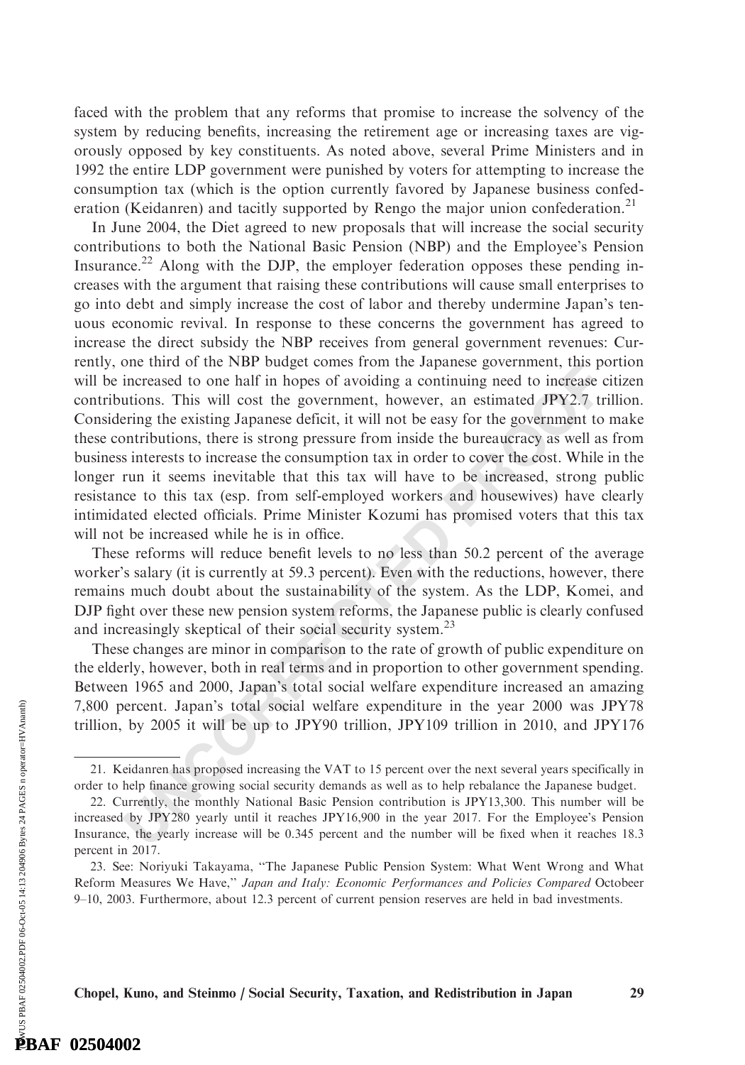faced with the problem that any reforms that promise to increase the solvency of the system by reducing benefits, increasing the retirement age or increasing taxes are vigorously opposed by key constituents. As noted above, several Prime Ministers and in 1992 the entire LDP government were punished by voters for attempting to increase the consumption tax (which is the option currently favored by Japanese business confederation (Keidanren) and tacitly supported by Rengo the major union confederation.[21]

In June 2004, the Diet agreed to new proposals that will increase the social security contributions to both the National Basic Pension (NBP) and the Employee's Pension Insurance.[22] Along with the DJP, the employer federation opposes these pending increases with the argument that raising these contributions will cause small enterprises to go into debt and simply increase the cost of labor and thereby undermine Japan's tenuous economic revival. In response to these concerns the government has agreed to increase the direct subsidy the NBP receives from general government revenues: Currently, one third of the NBP budget comes from the Japanese government, this portion will be increased to one half in hopes of avoiding a continuing need to increase citizen contributions. This will cost the government, however, an estimated JPY2.7 trillion. Considering the existing Japanese deficit, it will not be easy for the government to make these contributions, there is strong pressure from inside the bureaucracy as well as from business interests to increase the consumption tax in order to cover the cost. While in the longer run it seems inevitable that this tax will have to be increased, strong public resistance to this tax (esp. from self-employed workers and housewives) have clearly intimidated elected officials. Prime Minister Kozumi has promised voters that this tax will not be increased while he is in office.

These reforms will reduce benefit levels to no less than 50.2 percent of the average worker's salary (it is currently at 59.3 percent). Even with the reductions, however, there remains much doubt about the sustainability of the system. As the LDP, Komei, and DJP fight over these new pension system reforms, the Japanese public is clearly confused and increasingly skeptical of their social security system.[23]

These changes are minor in comparison to the rate of growth of public expenditure on the elderly, however, both in real terms and in proportion to other government spending. Between 1965 and 2000, Japan's total social welfare expenditure increased an amazing 7,800 percent. Japan's total social welfare expenditure in the year 2000 was JPY78 trillion, by 2005 it will be up to JPY90 trillion, JPY109 trillion in 2010, and JPY176

---

21. Keidanren has proposed increasing the VAT to 15 percent over the next several years specifically in order to help finance growing social security demands as well as to help rebalance the Japanese budget.

22. Currently, the monthly National Basic Pension contribution is JPY13,300. This number will be increased by JPY280 yearly until it reaches JPY16,900 in the year 2017. For the Employee's Pension Insurance, the yearly increase will be 0.345 percent and the number will be fixed when it reaches 18.3 percent in 2017.

23. See: Noriyuki Takayama, "The Japanese Public Pension System: What Went Wrong and What Reform Measures We Have," *Japan and Italy: Economic Performances and Policies Compared* Octobeer 9–10, 2003. Furthermore, about 12.3 percent of current pension reserves are held in bad investments.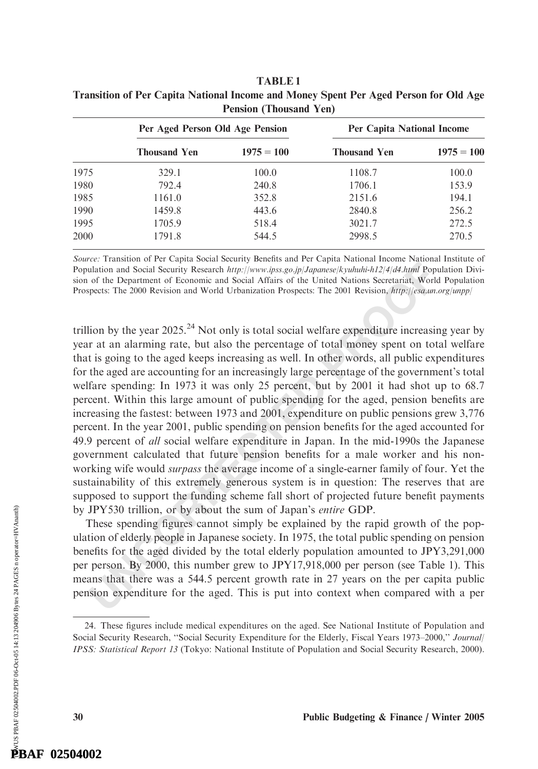**TABLE 1**
**Transition of Per Capita National Income and Money Spent Per Aged Person for Old Age Pension (Thousand Yen)**

| | Per Aged Person Old Age Pension | | Per Capita National Income | |
|---|---|---|---|---|
| | Thousand Yen | 1975 = 100 | Thousand Yen | 1975 = 100 |
| 1975 | 329.1 | 100.0 | 1108.7 | 100.0 |
| 1980 | 792.4 | 240.8 | 1706.1 | 153.9 |
| 1985 | 1161.0 | 352.8 | 2151.6 | 194.1 |
| 1990 | 1459.8 | 443.6 | 2840.8 | 256.2 |
| 1995 | 1705.9 | 518.4 | 3021.7 | 272.5 |
| 2000 | 1791.8 | 544.5 | 2998.5 | 270.5 |

*Source:* Transition of Per Capita Social Security Benefits and Per Capita National Income National Institute of Population and Social Security Research *http://www.ipss.go.jp/Japanese/kyuhuhi-h12/4/d4.html* Population Division of the Department of Economic and Social Affairs of the United Nations Secretariat, World Population Prospects: The 2000 Revision and World Urbanization Prospects: The 2001 Revision, *http://esa.un.org/unpp/*

trillion by the year 2025.[24] Not only is total social welfare expenditure increasing year by year at an alarming rate, but also the percentage of total money spent on total welfare that is going to the aged keeps increasing as well. In other words, all public expenditures for the aged are accounting for an increasingly large percentage of the government's total welfare spending: In 1973 it was only 25 percent, but by 2001 it had shot up to 68.7 percent. Within this large amount of public spending for the aged, pension benefits are increasing the fastest: between 1973 and 2001, expenditure on public pensions grew 3,776 percent. In the year 2001, public spending on pension benefits for the aged accounted for 49.9 percent of *all* social welfare expenditure in Japan. In the mid-1990s the Japanese government calculated that future pension benefits for a male worker and his non-working wife would *surpass* the average income of a single-earner family of four. Yet the sustainability of this extremely generous system is in question: The reserves that are supposed to support the funding scheme fall short of projected future benefit payments by JPY530 trillion, or by about the sum of Japan's *entire* GDP.

These spending figures cannot simply be explained by the rapid growth of the population of elderly people in Japanese society. In 1975, the total public spending on pension benefits for the aged divided by the total elderly population amounted to JPY3,291,000 per person. By 2000, this number grew to JPY17,918,000 per person (see Table 1). This means that there was a 544.5 percent growth rate in 27 years on the per capita public pension expenditure for the aged. This is put into context when compared with a per

24. These figures include medical expenditures on the aged. See National Institute of Population and Social Security Research, "Social Security Expenditure for the Elderly, Fiscal Years 1973–2000," *Journal/IPSS: Statistical Report 13* (Tokyo: National Institute of Population and Social Security Research, 2000).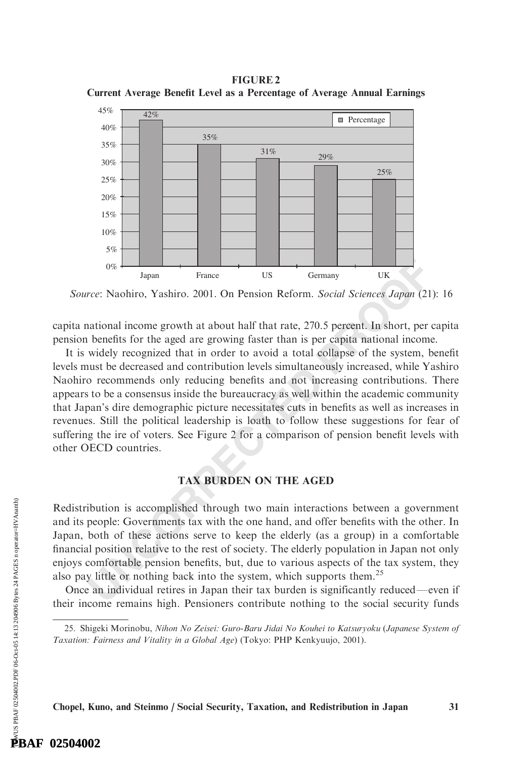**FIGURE 2**
**Current Average Benefit Level as a Percentage of Average Annual Earnings**

| Country | Percentage |
|---|---|
| Japan | 42% |
| France | 35% |
| US | 31% |
| Germany | 29% |
| UK | 25% |

*Source*: Naohiro, Yashiro. 2001. On Pension Reform. *Social Sciences Japan* (21): 16

capita national income growth at about half that rate, 270.5 percent. In short, per capita pension benefits for the aged are growing faster than is per capita national income.

It is widely recognized that in order to avoid a total collapse of the system, benefit levels must be decreased and contribution levels simultaneously increased, while Yashiro Naohiro recommends only reducing benefits and not increasing contributions. There appears to be a consensus inside the bureaucracy as well within the academic community that Japan's dire demographic picture necessitates cuts in benefits as well as increases in revenues. Still the political leadership is loath to follow these suggestions for fear of suffering the ire of voters. See Figure 2 for a comparison of pension benefit levels with other OECD countries.

## TAX BURDEN ON THE AGED

Redistribution is accomplished through two main interactions between a government and its people: Governments tax with the one hand, and offer benefits with the other. In Japan, both of these actions serve to keep the elderly (as a group) in a comfortable financial position relative to the rest of society. The elderly population in Japan not only enjoys comfortable pension benefits, but, due to various aspects of the tax system, they also pay little or nothing back into the system, which supports them.[25]

Once an individual retires in Japan their tax burden is significantly reduced—even if their income remains high. Pensioners contribute nothing to the social security funds

25. Shigeki Morinobu, *Nihon No Zeisei: Guro-Baru Jidai No Kouhei to Katsuryoku* (*Japanese System of Taxation: Fairness and Vitality in a Global Age*) (Tokyo: PHP Kenkyuujo, 2001).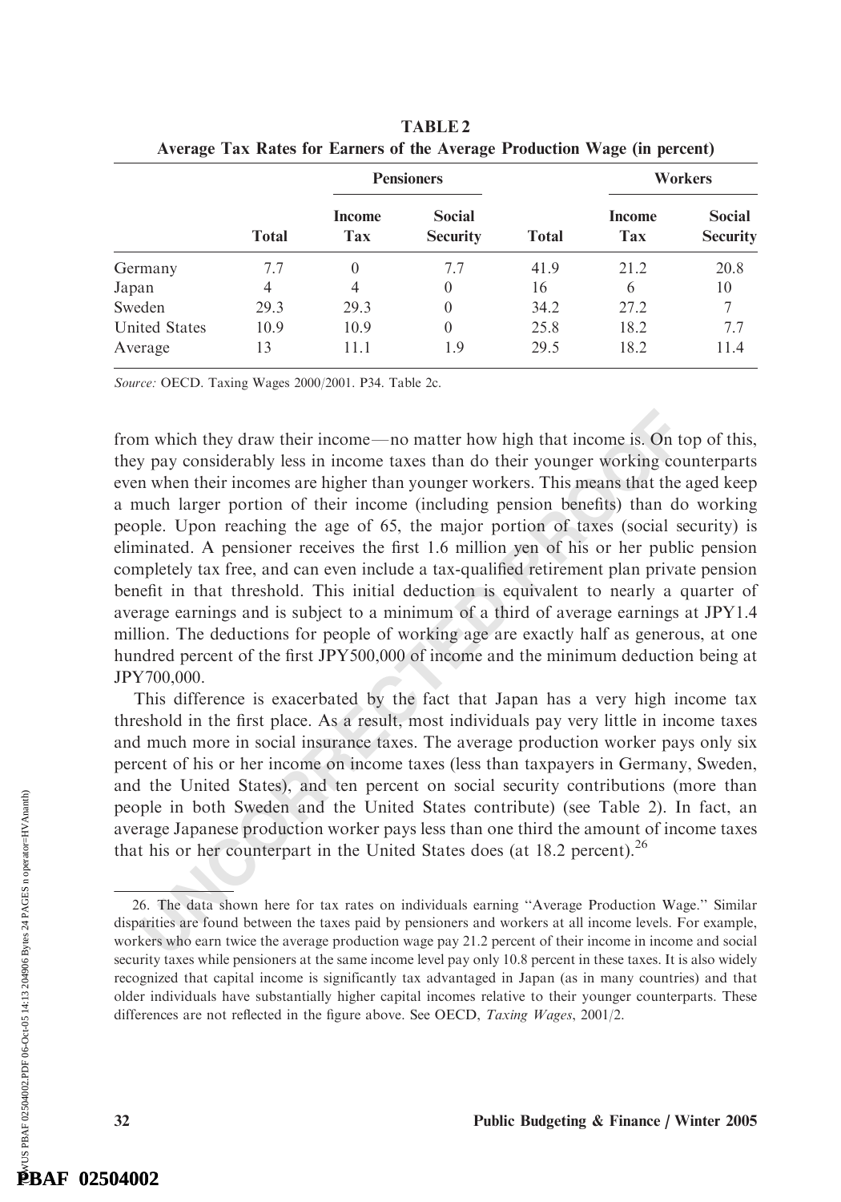**TABLE 2**
**Average Tax Rates for Earners of the Average Production Wage (in percent)**

| | Pensioners | | | Workers | | |
|---|---|---|---|---|---|---|
| | Total | Income Tax | Social Security | Total | Income Tax | Social Security |
| Germany | 7.7 | 0 | 7.7 | 41.9 | 21.2 | 20.8 |
| Japan | 4 | 4 | 0 | 16 | 6 | 10 |
| Sweden | 29.3 | 29.3 | 0 | 34.2 | 27.2 | 7 |
| United States | 10.9 | 10.9 | 0 | 25.8 | 18.2 | 7.7 |
| Average | 13 | 11.1 | 1.9 | 29.5 | 18.2 | 11.4 |

*Source:* OECD. Taxing Wages 2000/2001. P34. Table 2c.

from which they draw their income—no matter how high that income is. On top of this, they pay considerably less in income taxes than do their younger working counterparts even when their incomes are higher than younger workers. This means that the aged keep a much larger portion of their income (including pension benefits) than do working people. Upon reaching the age of 65, the major portion of taxes (social security) is eliminated. A pensioner receives the first 1.6 million yen of his or her public pension completely tax free, and can even include a tax-qualified retirement plan private pension benefit in that threshold. This initial deduction is equivalent to nearly a quarter of average earnings and is subject to a minimum of a third of average earnings at JPY1.4 million. The deductions for people of working age are exactly half as generous, at one hundred percent of the first JPY500,000 of income and the minimum deduction being at JPY700,000.

This difference is exacerbated by the fact that Japan has a very high income tax threshold in the first place. As a result, most individuals pay very little in income taxes and much more in social insurance taxes. The average production worker pays only six percent of his or her income on income taxes (less than taxpayers in Germany, Sweden, and the United States), and ten percent on social security contributions (more than people in both Sweden and the United States contribute) (see Table 2). In fact, an average Japanese production worker pays less than one third the amount of income taxes that his or her counterpart in the United States does (at 18.2 percent).[26]

26. The data shown here for tax rates on individuals earning "Average Production Wage." Similar disparities are found between the taxes paid by pensioners and workers at all income levels. For example, workers who earn twice the average production wage pay 21.2 percent of their income in income and social security taxes while pensioners at the same income level pay only 10.8 percent in these taxes. It is also widely recognized that capital income is significantly tax advantaged in Japan (as in many countries) and that older individuals have substantially higher capital incomes relative to their younger counterparts. These differences are not reflected in the figure above. See OECD, *Taxing Wages*, 2001/2.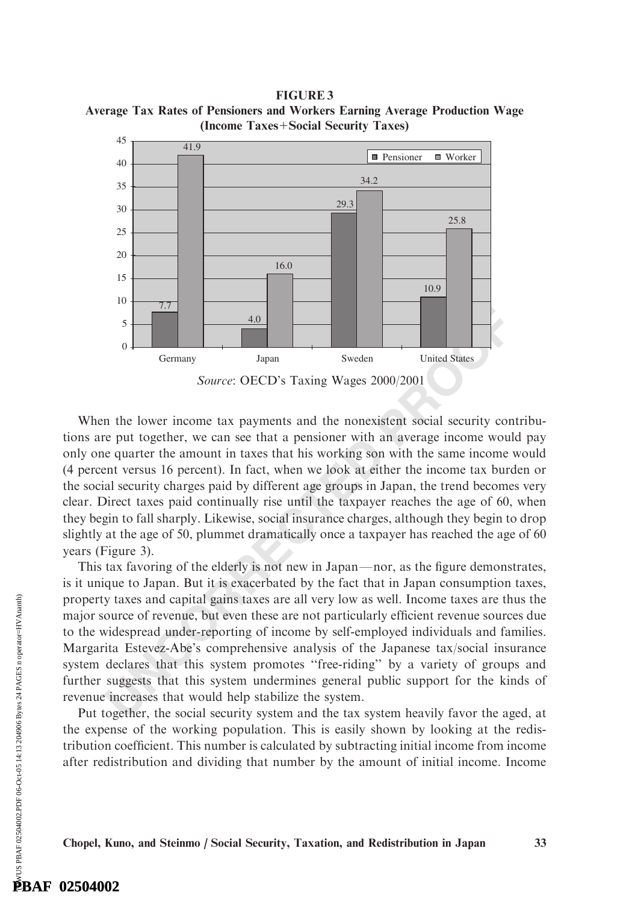**FIGURE 3**
**Average Tax Rates of Pensioners and Workers Earning Average Production Wage (Income Taxes+Social Security Taxes)**

| | Pensioner | Worker |
|---|---|---|
| Germany | 7.7 | 41.9 |
| Japan | 4.0 | 16.0 |
| Sweden | 29.3 | 34.2 |
| United States | 10.9 | 25.8 |

*Source*: OECD's Taxing Wages 2000/2001

When the lower income tax payments and the nonexistent social security contributions are put together, we can see that a pensioner with an average income would pay only one quarter the amount in taxes that his working son with the same income would (4 percent versus 16 percent). In fact, when we look at either the income tax burden or the social security charges paid by different age groups in Japan, the trend becomes very clear. Direct taxes paid continually rise until the taxpayer reaches the age of 60, when they begin to fall sharply. Likewise, social insurance charges, although they begin to drop slightly at the age of 50, plummet dramatically once a taxpayer has reached the age of 60 years (Figure 3).

This tax favoring of the elderly is not new in Japan—nor, as the figure demonstrates, is it unique to Japan. But it is exacerbated by the fact that in Japan consumption taxes, property taxes and capital gains taxes are all very low as well. Income taxes are thus the major source of revenue, but even these are not particularly efficient revenue sources due to the widespread under-reporting of income by self-employed individuals and families. Margarita Estevez-Abe's comprehensive analysis of the Japanese tax/social insurance system declares that this system promotes "free-riding" by a variety of groups and further suggests that this system undermines general public support for the kinds of revenue increases that would help stabilize the system.

Put together, the social security system and the tax system heavily favor the aged, at the expense of the working population. This is easily shown by looking at the redistribution coefficient. This number is calculated by subtracting initial income from income after redistribution and dividing that number by the amount of initial income. Income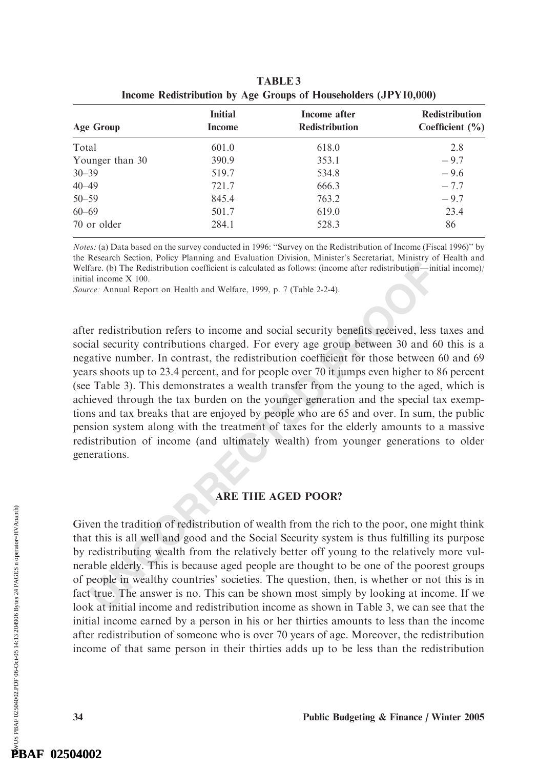**TABLE 3**
**Income Redistribution by Age Groups of Householders (JPY10,000)**

| Age Group | Initial Income | Income after Redistribution | Redistribution Coefficient (%) |
|---|---|---|---|
| Total | 601.0 | 618.0 | 2.8 |
| Younger than 30 | 390.9 | 353.1 | − 9.7 |
| 30–39 | 519.7 | 534.8 | − 9.6 |
| 40–49 | 721.7 | 666.3 | − 7.7 |
| 50–59 | 845.4 | 763.2 | − 9.7 |
| 60–69 | 501.7 | 619.0 | 23.4 |
| 70 or older | 284.1 | 528.3 | 86 |

*Notes:* (a) Data based on the survey conducted in 1996: "Survey on the Redistribution of Income (Fiscal 1996)" by the Research Section, Policy Planning and Evaluation Division, Minister's Secretariat, Ministry of Health and Welfare. (b) The Redistribution coefficient is calculated as follows: (income after redistribution—initial income)/ initial income X 100.
*Source:* Annual Report on Health and Welfare, 1999, p. 7 (Table 2-2-4).

after redistribution refers to income and social security benefits received, less taxes and social security contributions charged. For every age group between 30 and 60 this is a negative number. In contrast, the redistribution coefficient for those between 60 and 69 years shoots up to 23.4 percent, and for people over 70 it jumps even higher to 86 percent (see Table 3). This demonstrates a wealth transfer from the young to the aged, which is achieved through the tax burden on the younger generation and the special tax exemptions and tax breaks that are enjoyed by people who are 65 and over. In sum, the public pension system along with the treatment of taxes for the elderly amounts to a massive redistribution of income (and ultimately wealth) from younger generations to older generations.

## ARE THE AGED POOR?

Given the tradition of redistribution of wealth from the rich to the poor, one might think that this is all well and good and the Social Security system is thus fulfilling its purpose by redistributing wealth from the relatively better off young to the relatively more vulnerable elderly. This is because aged people are thought to be one of the poorest groups of people in wealthy countries' societies. The question, then, is whether or not this is in fact true. The answer is no. This can be shown most simply by looking at income. If we look at initial income and redistribution income as shown in Table 3, we can see that the initial income earned by a person in his or her thirties amounts to less than the income after redistribution of someone who is over 70 years of age. Moreover, the redistribution income of that same person in their thirties adds up to be less than the redistribution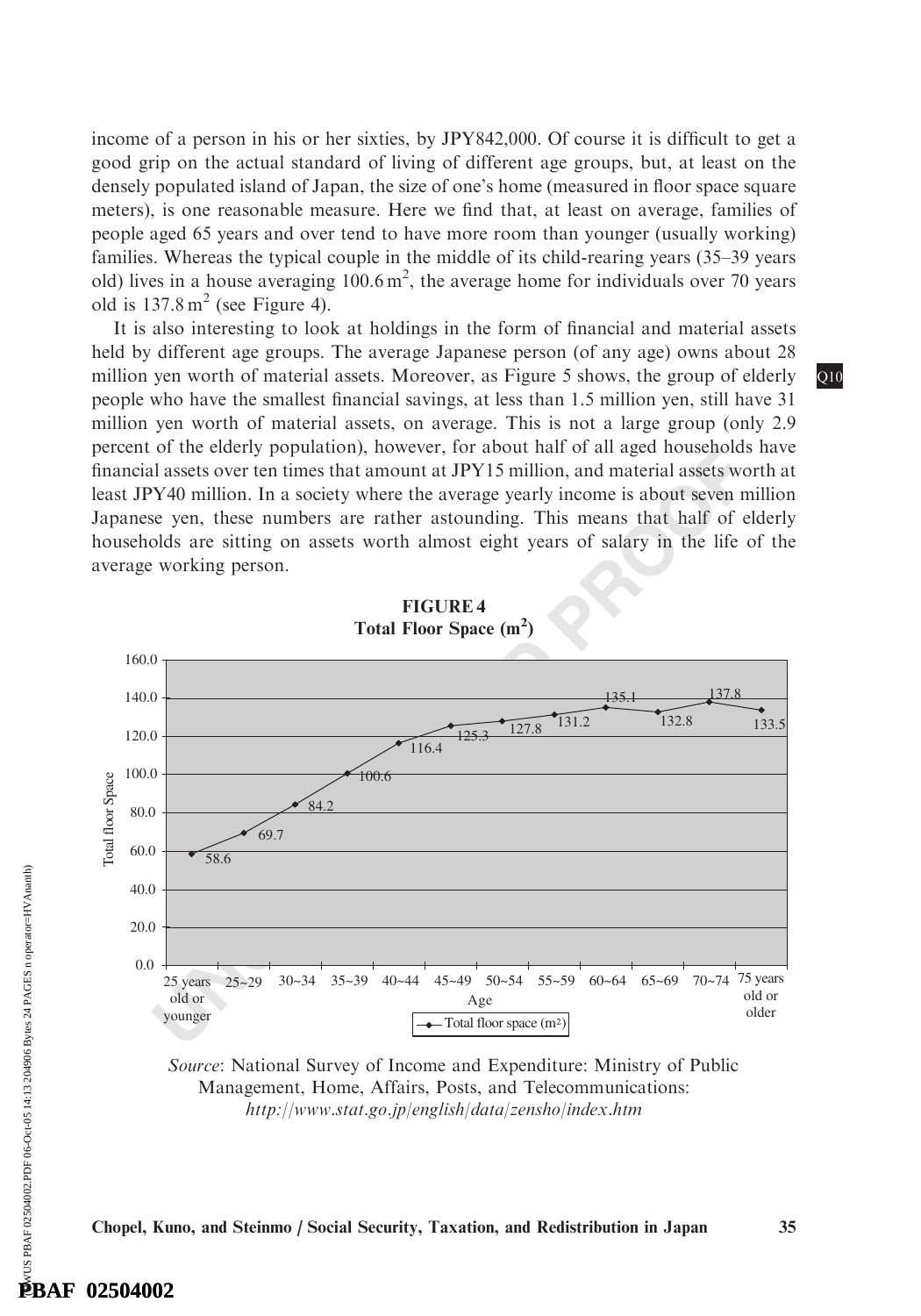income of a person in his or her sixties, by JPY842,000. Of course it is difficult to get a good grip on the actual standard of living of different age groups, but, at least on the densely populated island of Japan, the size of one's home (measured in floor space square meters), is one reasonable measure. Here we find that, at least on average, families of people aged 65 years and over tend to have more room than younger (usually working) families. Whereas the typical couple in the middle of its child-rearing years (35–39 years old) lives in a house averaging 100.6 $m^2$, the average home for individuals over 70 years old is 137.8 $m^2$ (see Figure 4).

It is also interesting to look at holdings in the form of financial and material assets held by different age groups. The average Japanese person (of any age) owns about 28 million yen worth of material assets. Moreover, as Figure 5 shows, the group of elderly people who have the smallest financial savings, at less than 1.5 million yen, still have 31 million yen worth of material assets, on average. This is not a large group (only 2.9 percent of the elderly population), however, for about half of all aged households have financial assets over ten times that amount at JPY15 million, and material assets worth at least JPY40 million. In a society where the average yearly income is about seven million Japanese yen, these numbers are rather astounding. This means that half of elderly households are sitting on assets worth almost eight years of salary in the life of the average working person.

**FIGURE 4**
**Total Floor Space ($m^2$)**

| Age | Total floor space ($m^2$) |
|---|---|
| 25 years old or younger | 58.6 |
| 25~29 | 69.7 |
| 30~34 | 84.2 |
| 35~39 | 100.6 |
| 40~44 | 116.4 |
| 45~49 | 125.3 |
| 50~54 | 127.8 |
| 55~59 | 131.2 |
| 60~64 | 135.1 |
| 65~69 | 132.8 |
| 70~74 | 137.8 |
| 75 years old or older | 133.5 |

*Source*: National Survey of Income and Expenditure: Ministry of Public Management, Home, Affairs, Posts, and Telecommunications: *http://www.stat.go.jp/english/data/zensho/index.htm*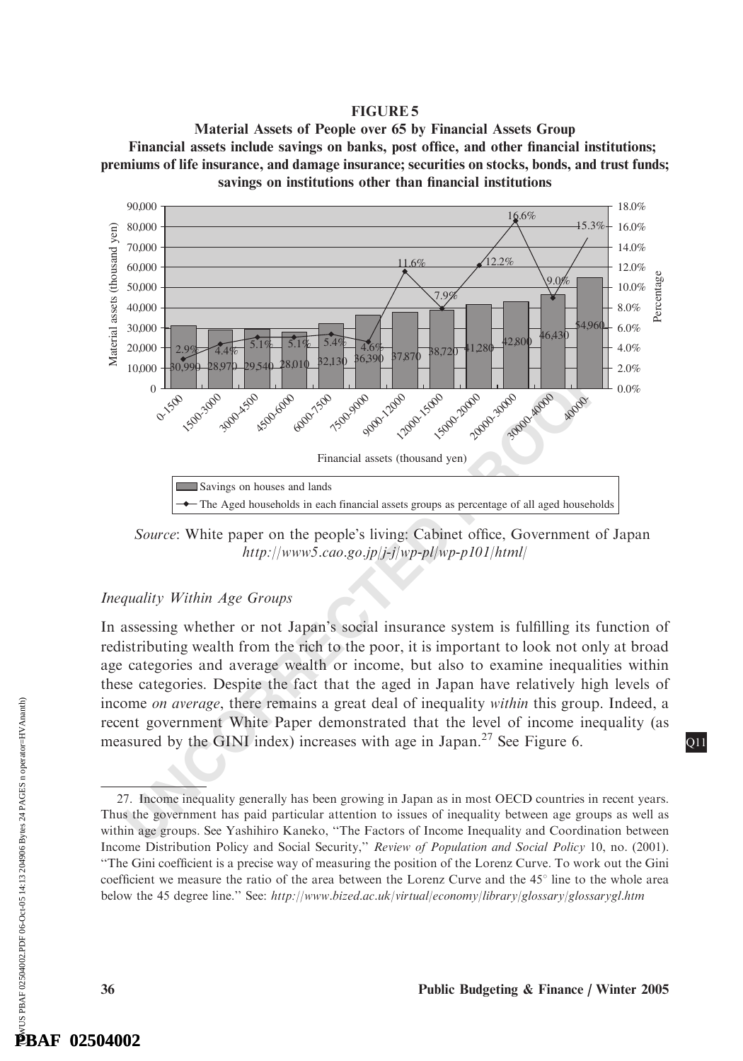**FIGURE 5**

**Material Assets of People over 65 by Financial Assets Group**

**Financial assets include savings on banks, post office, and other financial institutions; premiums of life insurance, and damage insurance; securities on stocks, bonds, and trust funds; savings on institutions other than financial institutions**

| Financial assets (thousand yen) | Savings on houses and lands (thousand yen) | The Aged households in each financial assets groups as percentage of all aged households |
|---|---|---|
| 0-1500 | 30,990 | 2.9% |
| 1500-3000 | 28,970 | 4.4% |
| 3000-4500 | 29,540 | 5.1% |
| 4500-6000 | 28,010 | 5.1% |
| 6000-7500 | 32,130 | 5.4% |
| 7500-9000 | 36,390 | 4.6% |
| 9000-12000 | 37,870 | 11.6% |
| 12000-15000 | 38,720 | 7.9% |
| 15000-20000 | 41,280 | 12.2% |
| 20000-30000 | 42,800 | 16.6% |
| 30000-40000 | 46,430 | 9.0% |
| 40000- | 54,960 | 15.3% |

*Source*: White paper on the people's living: Cabinet office, Government of Japan *http://www5.cao.go.jp/j-j/wp-pl/wp-p101/html/*

### *Inequality Within Age Groups*

In assessing whether or not Japan's social insurance system is fulfilling its function of redistributing wealth from the rich to the poor, it is important to look not only at broad age categories and average wealth or income, but also to examine inequalities within these categories. Despite the fact that the aged in Japan have relatively high levels of income *on average*, there remains a great deal of inequality *within* this group. Indeed, a recent government White Paper demonstrated that the level of income inequality (as measured by the GINI index) increases with age in Japan.[27] See Figure 6.

27. Income inequality generally has been growing in Japan as in most OECD countries in recent years. Thus the government has paid particular attention to issues of inequality between age groups as well as within age groups. See Yashihiro Kaneko, "The Factors of Income Inequality and Coordination between Income Distribution Policy and Social Security," *Review of Population and Social Policy* 10, no. (2001). "The Gini coefficient is a precise way of measuring the position of the Lorenz Curve. To work out the Gini coefficient we measure the ratio of the area between the Lorenz Curve and the 45° line to the whole area below the 45 degree line." See: *http://www.bized.ac.uk/virtual/economy/library/glossary/glossarygl.htm*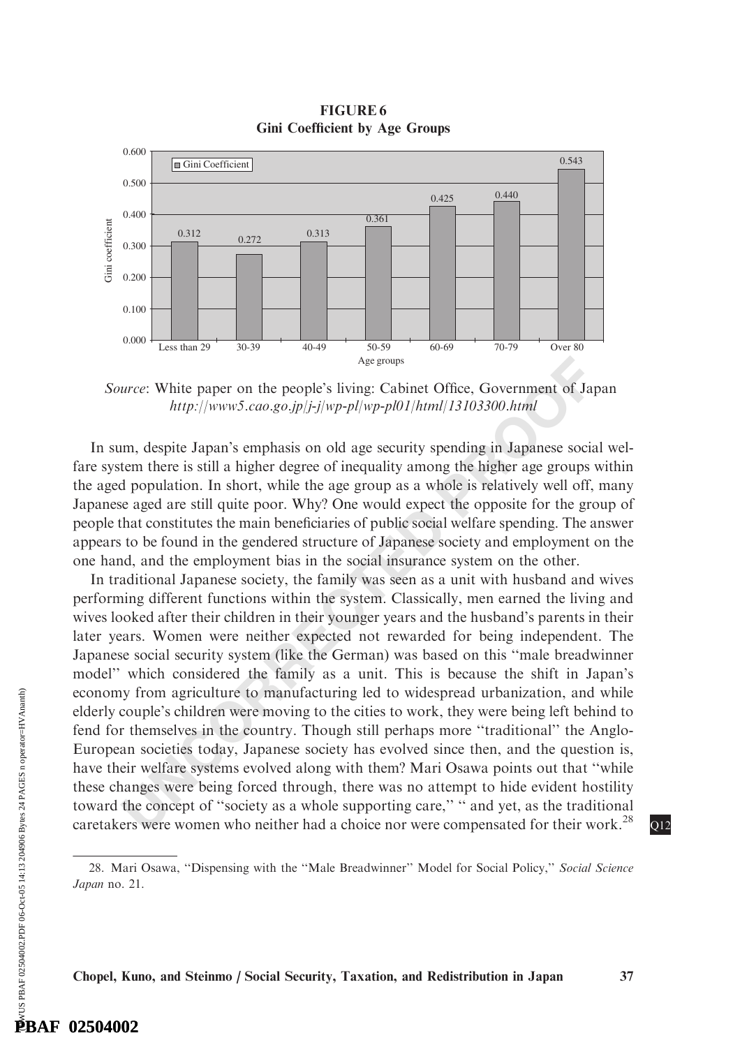**FIGURE 6**
**Gini Coefficient by Age Groups**

| Age groups | Gini Coefficient |
|---|---|
| Less than 29 | 0.312 |
| 30-39 | 0.272 |
| 40-49 | 0.313 |
| 50-59 | 0.361 |
| 60-69 | 0.425 |
| 70-79 | 0.440 |
| Over 80 | 0.543 |

*Source*: White paper on the people's living: Cabinet Office, Government of Japan *http://www5.cao.go.jp/j-j/wp-pl/wp-pl01/html/13103300.html*

In sum, despite Japan's emphasis on old age security spending in Japanese social welfare system there is still a higher degree of inequality among the higher age groups within the aged population. In short, while the age group as a whole is relatively well off, many Japanese aged are still quite poor. Why? One would expect the opposite for the group of people that constitutes the main beneficiaries of public social welfare spending. The answer appears to be found in the gendered structure of Japanese society and employment on the one hand, and the employment bias in the social insurance system on the other.

In traditional Japanese society, the family was seen as a unit with husband and wives performing different functions within the system. Classically, men earned the living and wives looked after their children in their younger years and the husband's parents in their later years. Women were neither expected not rewarded for being independent. The Japanese social security system (like the German) was based on this "male breadwinner model" which considered the family as a unit. This is because the shift in Japan's economy from agriculture to manufacturing led to widespread urbanization, and while elderly couple's children were moving to the cities to work, they were being left behind to fend for themselves in the country. Though still perhaps more "traditional" the Anglo-European societies today, Japanese society has evolved since then, and the question is, have their welfare systems evolved along with them? Mari Osawa points out that "while these changes were being forced through, there was no attempt to hide evident hostility toward the concept of "society as a whole supporting care," " and yet, as the traditional caretakers were women who neither had a choice nor were compensated for their work.[28]

28. Mari Osawa, "Dispensing with the "Male Breadwinner" Model for Social Policy," *Social Science Japan* no. 21.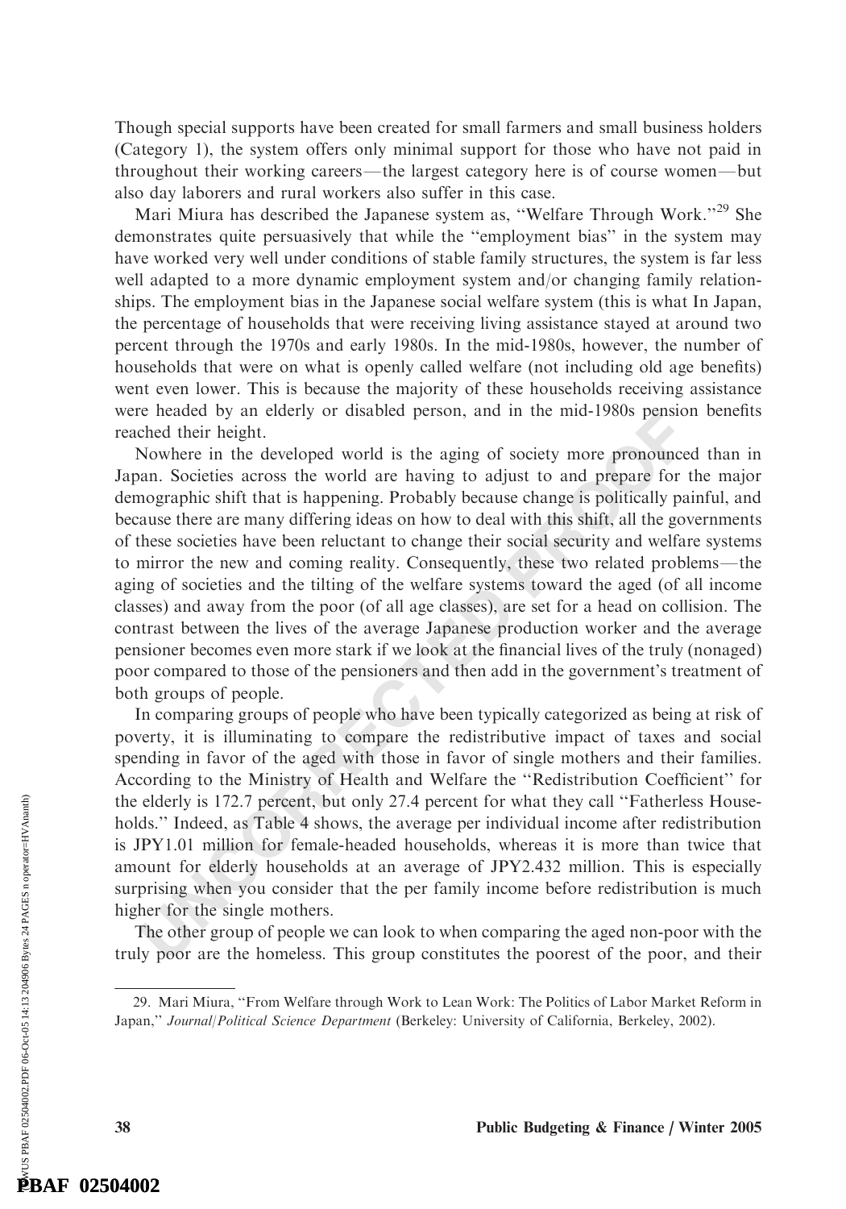Though special supports have been created for small farmers and small business holders (Category 1), the system offers only minimal support for those who have not paid in throughout their working careers—the largest category here is of course women—but also day laborers and rural workers also suffer in this case.

Mari Miura has described the Japanese system as, "Welfare Through Work."[29] She demonstrates quite persuasively that while the "employment bias" in the system may have worked very well under conditions of stable family structures, the system is far less well adapted to a more dynamic employment system and/or changing family relationships. The employment bias in the Japanese social welfare system (this is what In Japan, the percentage of households that were receiving living assistance stayed at around two percent through the 1970s and early 1980s. In the mid-1980s, however, the number of households that were on what is openly called welfare (not including old age benefits) went even lower. This is because the majority of these households receiving assistance were headed by an elderly or disabled person, and in the mid-1980s pension benefits reached their height.

Nowhere in the developed world is the aging of society more pronounced than in Japan. Societies across the world are having to adjust to and prepare for the major demographic shift that is happening. Probably because change is politically painful, and because there are many differing ideas on how to deal with this shift, all the governments of these societies have been reluctant to change their social security and welfare systems to mirror the new and coming reality. Consequently, these two related problems—the aging of societies and the tilting of the welfare systems toward the aged (of all income classes) and away from the poor (of all age classes), are set for a head on collision. The contrast between the lives of the average Japanese production worker and the average pensioner becomes even more stark if we look at the financial lives of the truly (nonaged) poor compared to those of the pensioners and then add in the government's treatment of both groups of people.

In comparing groups of people who have been typically categorized as being at risk of poverty, it is illuminating to compare the redistributive impact of taxes and social spending in favor of the aged with those in favor of single mothers and their families. According to the Ministry of Health and Welfare the "Redistribution Coefficient" for the elderly is 172.7 percent, but only 27.4 percent for what they call "Fatherless Households." Indeed, as Table 4 shows, the average per individual income after redistribution is JPY1.01 million for female-headed households, whereas it is more than twice that amount for elderly households at an average of JPY2.432 million. This is especially surprising when you consider that the per family income before redistribution is much higher for the single mothers.

The other group of people we can look to when comparing the aged non-poor with the truly poor are the homeless. This group constitutes the poorest of the poor, and their

29. Mari Miura, "From Welfare through Work to Lean Work: The Politics of Labor Market Reform in Japan," *Journal/Political Science Department* (Berkeley: University of California, Berkeley, 2002).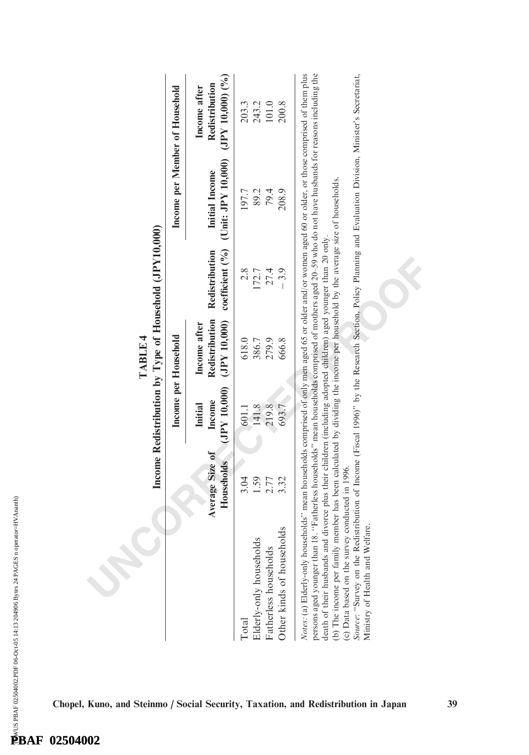**TABLE 4**

**Income Redistribution by Type of Household (JPY10,000)**

| | Average Size of Households | Income per Household | | | Income per Member of Household | |
|---|---|---|---|---|---|---|
| | | Initial Income (JPY 10,000) | Income after Redistribution (JPY 10,000) | Redistribution coefficient (%) | Initial Income (Unit: JPY 10,000) | Income after Redistribution (JPY 10,000) (%) |
| Total | 3.04 | 601.1 | 618.0 | 2.8 | 197.7 | 203.3 |
| Elderly-only households | 1.59 | 141.8 | 386.7 | 172.7 | 89.2 | 243.2 |
| Fatherless households | 2.77 | 219.8 | 279.9 | 27.4 | 79.4 | 101.0 |
| Other kinds of households | 3.32 | 693.7 | 666.8 | − 3.9 | 208.9 | 200.8 |

*Notes*: (a) Elderly-only households" mean households comprised of only men aged 65 or older and/or women aged 60 or older, or those comprised of them plus persons aged younger than 18. "Fatherless households" mean households comprised of mothers aged 20–59 who do not have husbands for reasons including the death of their husbands and divorce plus their children (including adopted children) aged younger than 20 only.
(b) The income per family member has been calculated by dividing the income per household by the average size of households.
(c) Data based on the survey conducted in 1996.

*Source*: "Survey on the Redistribution of Income (Fiscal 1996)" by the Research Section, Policy Planning and Evaluation Division, Minister's Secretariat, Ministry of Health and Welfare.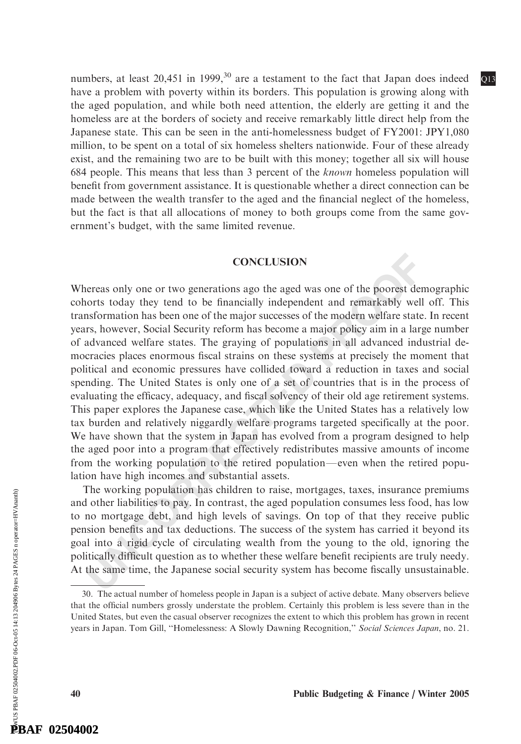numbers, at least 20,451 in 1999,[30] are a testament to the fact that Japan does indeed have a problem with poverty within its borders. This population is growing along with the aged population, and while both need attention, the elderly are getting it and the homeless are at the borders of society and receive remarkably little direct help from the Japanese state. This can be seen in the anti-homelessness budget of FY2001: JPY1,080 million, to be spent on a total of six homeless shelters nationwide. Four of these already exist, and the remaining two are to be built with this money; together all six will house 684 people. This means that less than 3 percent of the *known* homeless population will benefit from government assistance. It is questionable whether a direct connection can be made between the wealth transfer to the aged and the financial neglect of the homeless, but the fact is that all allocations of money to both groups come from the same government's budget, with the same limited revenue.

## CONCLUSION

Whereas only one or two generations ago the aged was one of the poorest demographic cohorts today they tend to be financially independent and remarkably well off. This transformation has been one of the major successes of the modern welfare state. In recent years, however, Social Security reform has become a major policy aim in a large number of advanced welfare states. The graying of populations in all advanced industrial democracies places enormous fiscal strains on these systems at precisely the moment that political and economic pressures have collided toward a reduction in taxes and social spending. The United States is only one of a set of countries that is in the process of evaluating the efficacy, adequacy, and fiscal solvency of their old age retirement systems. This paper explores the Japanese case, which like the United States has a relatively low tax burden and relatively niggardly welfare programs targeted specifically at the poor. We have shown that the system in Japan has evolved from a program designed to help the aged poor into a program that effectively redistributes massive amounts of income from the working population to the retired population—even when the retired population have high incomes and substantial assets.

The working population has children to raise, mortgages, taxes, insurance premiums and other liabilities to pay. In contrast, the aged population consumes less food, has low to no mortgage debt, and high levels of savings. On top of that they receive public pension benefits and tax deductions. The success of the system has carried it beyond its goal into a rigid cycle of circulating wealth from the young to the old, ignoring the politically difficult question as to whether these welfare benefit recipients are truly needy. At the same time, the Japanese social security system has become fiscally unsustainable.

30. The actual number of homeless people in Japan is a subject of active debate. Many observers believe that the official numbers grossly understate the problem. Certainly this problem is less severe than in the United States, but even the casual observer recognizes the extent to which this problem has grown in recent years in Japan. Tom Gill, "Homelessness: A Slowly Dawning Recognition," *Social Sciences Japan*, no. 21.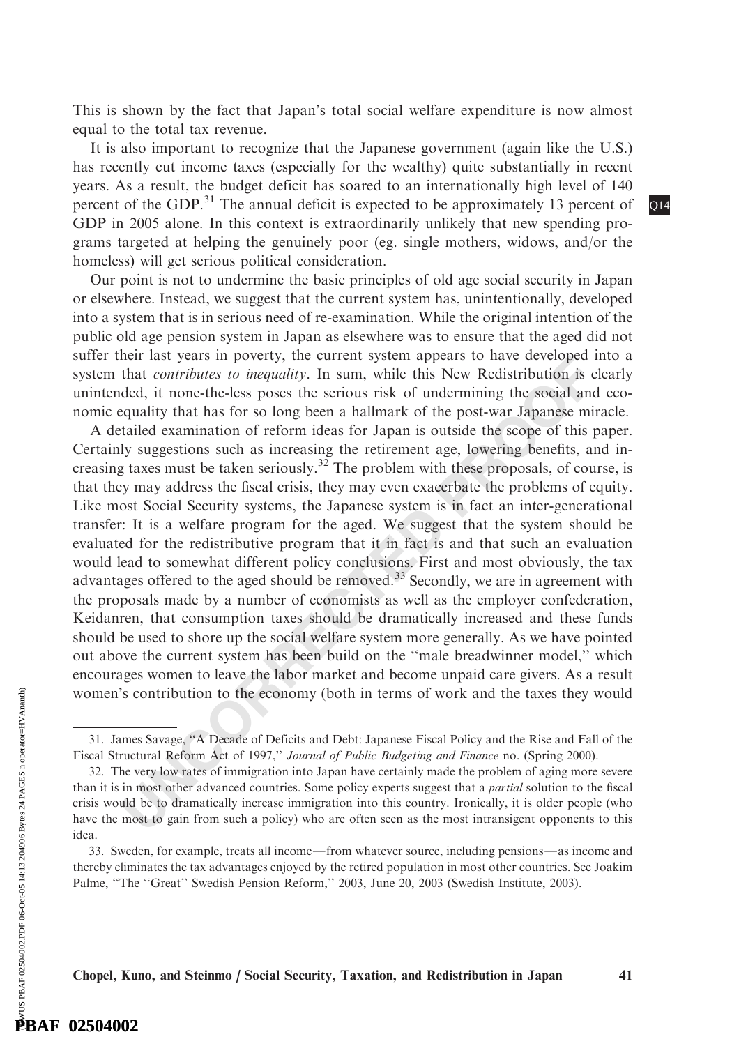This is shown by the fact that Japan's total social welfare expenditure is now almost equal to the total tax revenue.

It is also important to recognize that the Japanese government (again like the U.S.) has recently cut income taxes (especially for the wealthy) quite substantially in recent years. As a result, the budget deficit has soared to an internationally high level of 140 percent of the GDP.[31] The annual deficit is expected to be approximately 13 percent of GDP in 2005 alone. In this context is extraordinarily unlikely that new spending programs targeted at helping the genuinely poor (eg. single mothers, widows, and/or the homeless) will get serious political consideration.

Our point is not to undermine the basic principles of old age social security in Japan or elsewhere. Instead, we suggest that the current system has, unintentionally, developed into a system that is in serious need of re-examination. While the original intention of the public old age pension system in Japan as elsewhere was to ensure that the aged did not suffer their last years in poverty, the current system appears to have developed into a system that *contributes to inequality*. In sum, while this New Redistribution is clearly unintended, it none-the-less poses the serious risk of undermining the social and economic equality that has for so long been a hallmark of the post-war Japanese miracle.

A detailed examination of reform ideas for Japan is outside the scope of this paper. Certainly suggestions such as increasing the retirement age, lowering benefits, and increasing taxes must be taken seriously.[32] The problem with these proposals, of course, is that they may address the fiscal crisis, they may even exacerbate the problems of equity. Like most Social Security systems, the Japanese system is in fact an inter-generational transfer: It is a welfare program for the aged. We suggest that the system should be evaluated for the redistributive program that it in fact is and that such an evaluation would lead to somewhat different policy conclusions. First and most obviously, the tax advantages offered to the aged should be removed.[33] Secondly, we are in agreement with the proposals made by a number of economists as well as the employer confederation, Keidanren, that consumption taxes should be dramatically increased and these funds should be used to shore up the social welfare system more generally. As we have pointed out above the current system has been build on the "male breadwinner model," which encourages women to leave the labor market and become unpaid care givers. As a result women's contribution to the economy (both in terms of work and the taxes they would

---

31. James Savage, "A Decade of Deficits and Debt: Japanese Fiscal Policy and the Rise and Fall of the Fiscal Structural Reform Act of 1997," *Journal of Public Budgeting and Finance* no. (Spring 2000).

32. The very low rates of immigration into Japan have certainly made the problem of aging more severe than it is in most other advanced countries. Some policy experts suggest that a *partial* solution to the fiscal crisis would be to dramatically increase immigration into this country. Ironically, it is older people (who have the most to gain from such a policy) who are often seen as the most intransigent opponents to this idea.

33. Sweden, for example, treats all income—from whatever source, including pensions—as income and thereby eliminates the tax advantages enjoyed by the retired population in most other countries. See Joakim Palme, "The "Great" Swedish Pension Reform," 2003, June 20, 2003 (Swedish Institute, 2003).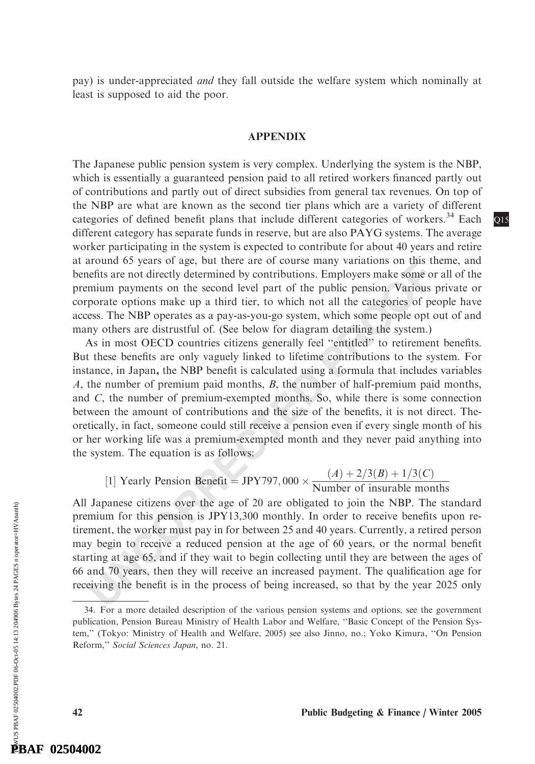pay) is under-appreciated *and* they fall outside the welfare system which nominally at least is supposed to aid the poor.

## APPENDIX

The Japanese public pension system is very complex. Underlying the system is the NBP, which is essentially a guaranteed pension paid to all retired workers financed partly out of contributions and partly out of direct subsidies from general tax revenues. On top of the NBP are what are known as the second tier plans which are a variety of different categories of defined benefit plans that include different categories of workers.[34] Each different category has separate funds in reserve, but are also PAYG systems. The average worker participating in the system is expected to contribute for about 40 years and retire at around 65 years of age, but there are of course many variations on this theme, and benefits are not directly determined by contributions. Employers make some or all of the premium payments on the second level part of the public pension. Various private or corporate options make up a third tier, to which not all the categories of people have access. The NBP operates as a pay-as-you-go system, which some people opt out of and many others are distrustful of. (See below for diagram detailing the system.)

As in most OECD countries citizens generally feel "entitled" to retirement benefits. But these benefits are only vaguely linked to lifetime contributions to the system. For instance, in Japan**,** the NBP benefit is calculated using a formula that includes variables $A$, the number of premium paid months, $B$, the number of half-premium paid months, and $C$, the number of premium-exempted months. So, while there is some connection between the amount of contributions and the size of the benefits, it is not direct. Theoretically, in fact, someone could still receive a pension even if every single month of his or her working life was a premium-exempted month and they never paid anything into the system. The equation is as follows:

$$[1]\ \text{Yearly Pension Benefit} = \text{JPY}797,000 \times \frac{(A) + 2/3(B) + 1/3(C)}{\text{Number of insurable months}}$$

All Japanese citizens over the age of 20 are obligated to join the NBP. The standard premium for this pension is JPY13,300 monthly. In order to receive benefits upon retirement, the worker must pay in for between 25 and 40 years. Currently, a retired person may begin to receive a reduced pension at the age of 60 years, or the normal benefit starting at age 65, and if they wait to begin collecting until they are between the ages of 66 and 70 years, then they will receive an increased payment. The qualification age for receiving the benefit is in the process of being increased, so that by the year 2025 only

34. For a more detailed description of the various pension systems and options, see the government publication, Pension Bureau Ministry of Health Labor and Welfare, "Basic Concept of the Pension System," (Tokyo: Ministry of Health and Welfare, 2005) see also Jinno, no.; Yoko Kimura, "On Pension Reform," *Social Sciences Japan*, no. 21.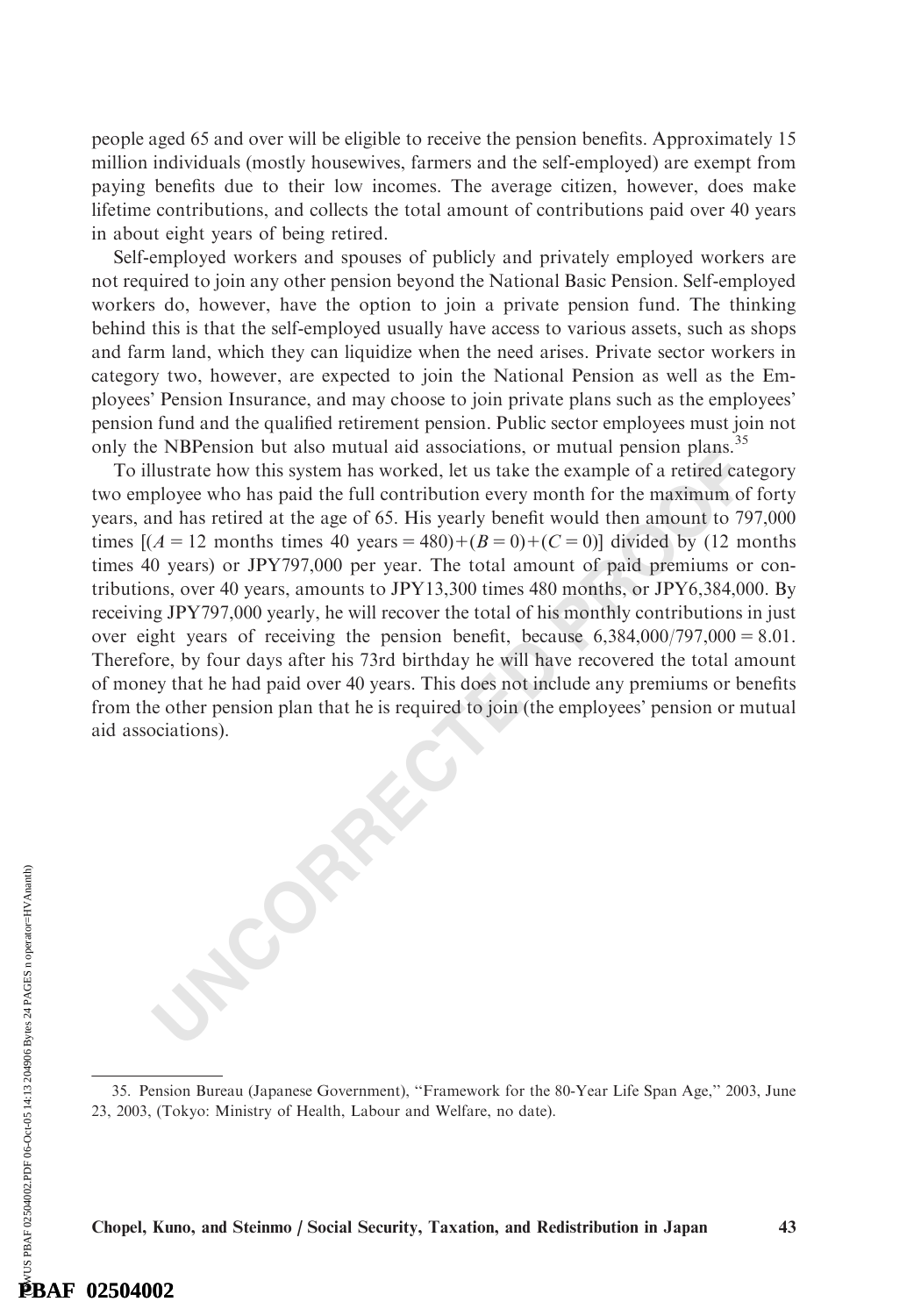people aged 65 and over will be eligible to receive the pension benefits. Approximately 15 million individuals (mostly housewives, farmers and the self-employed) are exempt from paying benefits due to their low incomes. The average citizen, however, does make lifetime contributions, and collects the total amount of contributions paid over 40 years in about eight years of being retired.

Self-employed workers and spouses of publicly and privately employed workers are not required to join any other pension beyond the National Basic Pension. Self-employed workers do, however, have the option to join a private pension fund. The thinking behind this is that the self-employed usually have access to various assets, such as shops and farm land, which they can liquidize when the need arises. Private sector workers in category two, however, are expected to join the National Pension as well as the Employees' Pension Insurance, and may choose to join private plans such as the employees' pension fund and the qualified retirement pension. Public sector employees must join not only the NBPension but also mutual aid associations, or mutual pension plans.[35]

To illustrate how this system has worked, let us take the example of a retired category two employee who has paid the full contribution every month for the maximum of forty years, and has retired at the age of 65. His yearly benefit would then amount to 797,000 times $[(A = 12 \text{ months times } 40 \text{ years} = 480) + (B = 0) + (C = 0)]$ divided by (12 months times 40 years) or JPY797,000 per year. The total amount of paid premiums or contributions, over 40 years, amounts to JPY13,300 times 480 months, or JPY6,384,000. By receiving JPY797,000 yearly, he will recover the total of his monthly contributions in just over eight years of receiving the pension benefit, because $6{,}384{,}000/797{,}000 = 8.01$. Therefore, by four days after his 73rd birthday he will have recovered the total amount of money that he had paid over 40 years. This does not include any premiums or benefits from the other pension plan that he is required to join (the employees' pension or mutual aid associations).

---

35. Pension Bureau (Japanese Government), "Framework for the 80-Year Life Span Age," 2003, June 23, 2003, (Tokyo: Ministry of Health, Labour and Welfare, no date).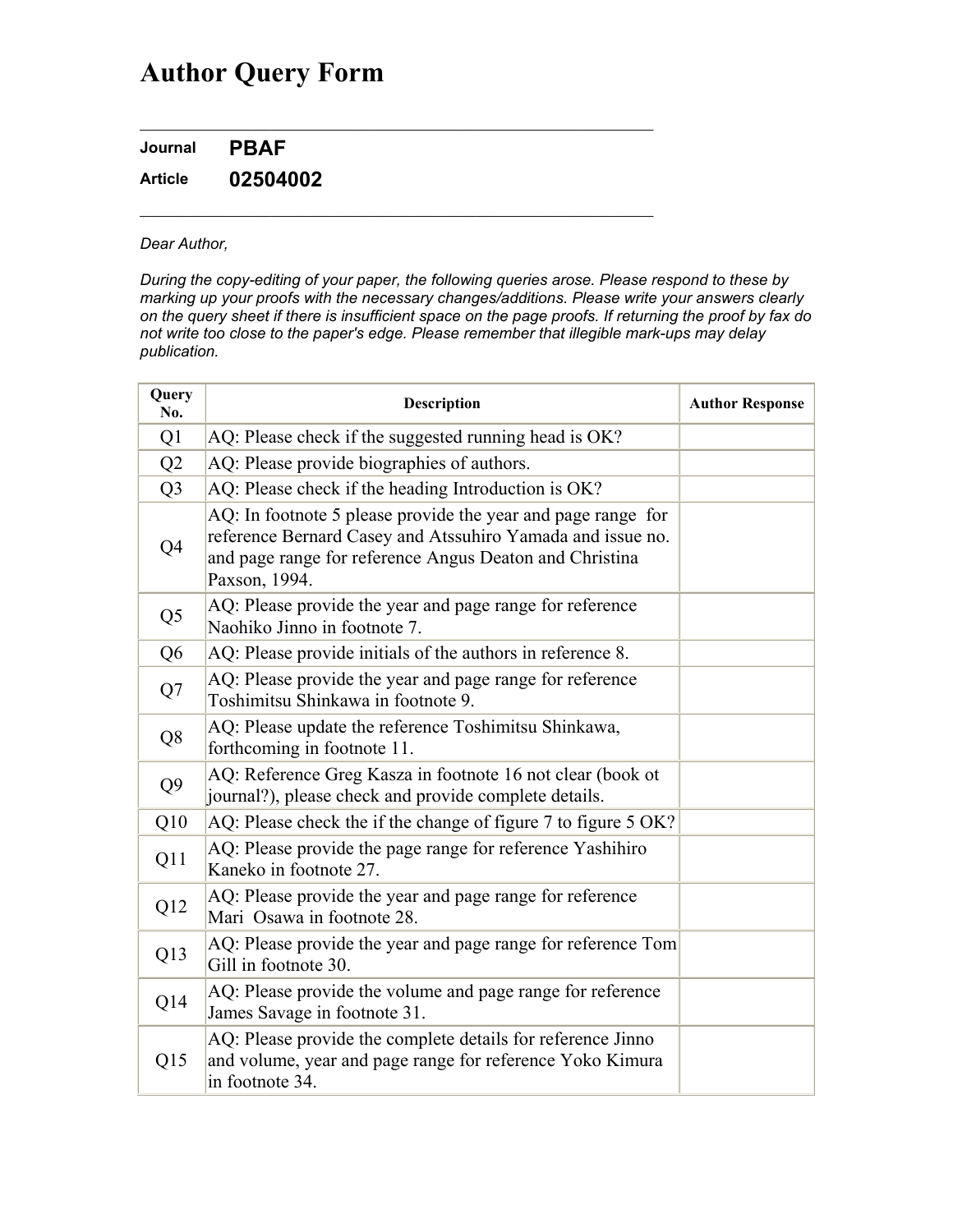# Author Query Form

| | |
|---|---|
| Journal | **PBAF** |
| Article | **02504002** |

*Dear Author,*

*During the copy-editing of your paper, the following queries arose. Please respond to these by marking up your proofs with the necessary changes/additions. Please write your answers clearly on the query sheet if there is insufficient space on the page proofs. If returning the proof by fax do not write too close to the paper's edge. Please remember that illegible mark-ups may delay publication.*

| Query No. | Description | Author Response |
|---|---|---|
| Q1 | AQ: Please check if the suggested running head is OK? | |
| Q2 | AQ: Please provide biographies of authors. | |
| Q3 | AQ: Please check if the heading Introduction is OK? | |
| Q4 | AQ: In footnote 5 please provide the year and page range for reference Bernard Casey and Atssuhiro Yamada and issue no. and page range for reference Angus Deaton and Christina Paxson, 1994. | |
| Q5 | AQ: Please provide the year and page range for reference Naohiko Jinno in footnote 7. | |
| Q6 | AQ: Please provide initials of the authors in reference 8. | |
| Q7 | AQ: Please provide the year and page range for reference Toshimitsu Shinkawa in footnote 9. | |
| Q8 | AQ: Please update the reference Toshimitsu Shinkawa, forthcoming in footnote 11. | |
| Q9 | AQ: Reference Greg Kasza in footnote 16 not clear (book ot journal?), please check and provide complete details. | |
| Q10 | AQ: Please check the if the change of figure 7 to figure 5 OK? | |
| Q11 | AQ: Please provide the page range for reference Yashihiro Kaneko in footnote 27. | |
| Q12 | AQ: Please provide the year and page range for reference Mari Osawa in footnote 28. | |
| Q13 | AQ: Please provide the year and page range for reference Tom Gill in footnote 30. | |
| Q14 | AQ: Please provide the volume and page range for reference James Savage in footnote 31. | |
| Q15 | AQ: Please provide the complete details for reference Jinno and volume, year and page range for reference Yoko Kimura in footnote 34. | |